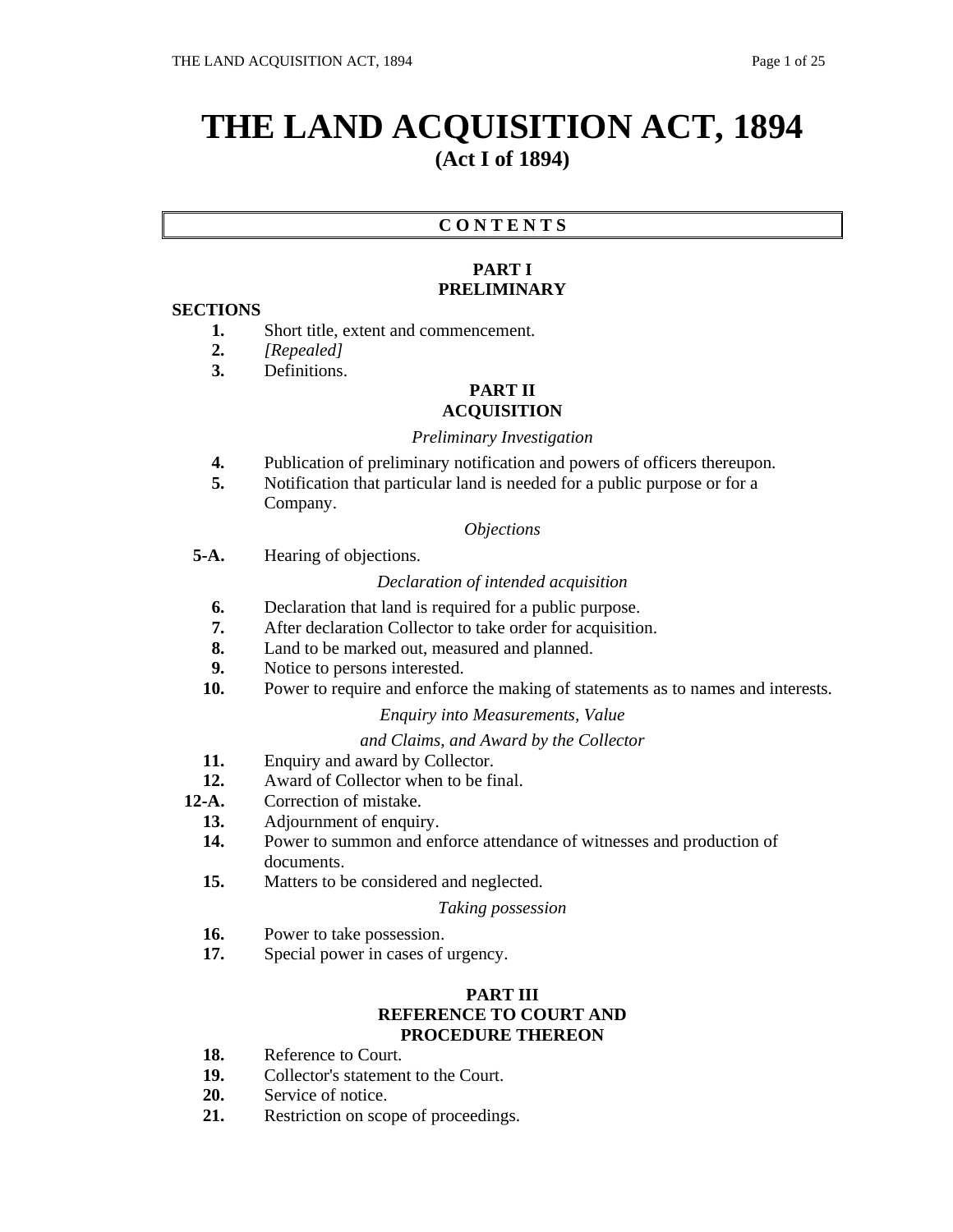# THE LAND ACQUISITION ACT, 1894

## (Act I of 1894)

**C O N T E N T S**

### PART I
### PRELIMINARY

**SECTIONS**

**1.** Short title, extent and commencement.

**2.** *[Repealed]*

**3.** Definitions.

### PART II
### ACQUISITION

*Preliminary Investigation*

**4.** Publication of preliminary notification and powers of officers thereupon.

**5.** Notification that particular land is needed for a public purpose or for a Company.

*Objections*

**5-A.** Hearing of objections.

*Declaration of intended acquisition*

**6.** Declaration that land is required for a public purpose.

**7.** After declaration Collector to take order for acquisition.

**8.** Land to be marked out, measured and planned.

**9.** Notice to persons interested.

**10.** Power to require and enforce the making of statements as to names and interests.

*Enquiry into Measurements, Value*

*and Claims, and Award by the Collector*

**11.** Enquiry and award by Collector.

**12.** Award of Collector when to be final.

**12-A.** Correction of mistake.

**13.** Adjournment of enquiry.

**14.** Power to summon and enforce attendance of witnesses and production of documents.

**15.** Matters to be considered and neglected.

*Taking possession*

**16.** Power to take possession.

**17.** Special power in cases of urgency.

### PART III
### REFERENCE TO COURT AND PROCEDURE THEREON

**18.** Reference to Court.

**19.** Collector's statement to the Court.

**20.** Service of notice.

**21.** Restriction on scope of proceedings.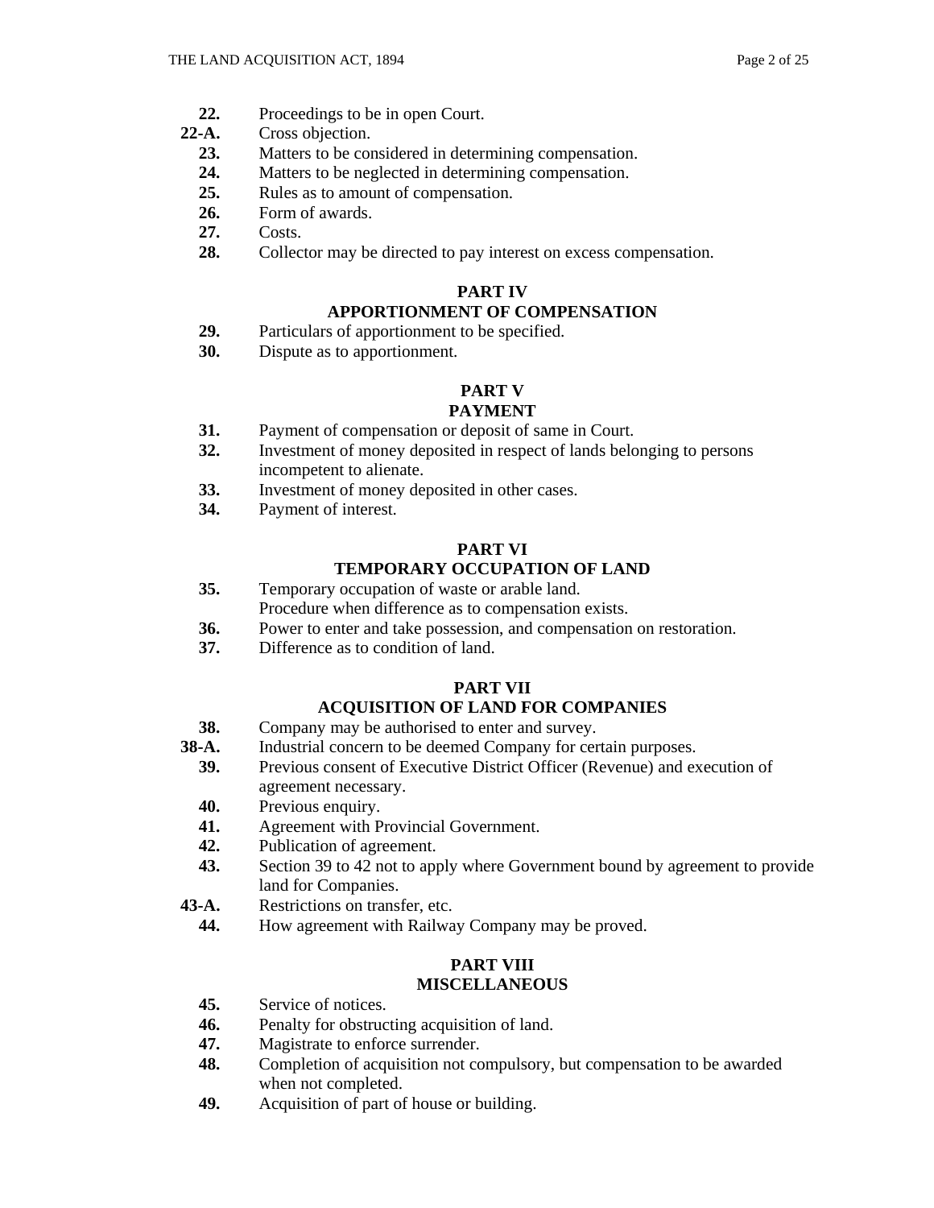**22.** Proceedings to be in open Court.
**22-A.** Cross objection.
**23.** Matters to be considered in determining compensation.
**24.** Matters to be neglected in determining compensation.
**25.** Rules as to amount of compensation.
**26.** Form of awards.
**27.** Costs.
**28.** Collector may be directed to pay interest on excess compensation.

## PART IV
## APPORTIONMENT OF COMPENSATION

**29.** Particulars of apportionment to be specified.
**30.** Dispute as to apportionment.

## PART V
## PAYMENT

**31.** Payment of compensation or deposit of same in Court.
**32.** Investment of money deposited in respect of lands belonging to persons incompetent to alienate.
**33.** Investment of money deposited in other cases.
**34.** Payment of interest.

## PART VI
## TEMPORARY OCCUPATION OF LAND

**35.** Temporary occupation of waste or arable land.
Procedure when difference as to compensation exists.
**36.** Power to enter and take possession, and compensation on restoration.
**37.** Difference as to condition of land.

## PART VII
## ACQUISITION OF LAND FOR COMPANIES

**38.** Company may be authorised to enter and survey.
**38-A.** Industrial concern to be deemed Company for certain purposes.
**39.** Previous consent of Executive District Officer (Revenue) and execution of agreement necessary.
**40.** Previous enquiry.
**41.** Agreement with Provincial Government.
**42.** Publication of agreement.
**43.** Section 39 to 42 not to apply where Government bound by agreement to provide land for Companies.
**43-A.** Restrictions on transfer, etc.
**44.** How agreement with Railway Company may be proved.

## PART VIII
## MISCELLANEOUS

**45.** Service of notices.
**46.** Penalty for obstructing acquisition of land.
**47.** Magistrate to enforce surrender.
**48.** Completion of acquisition not compulsory, but compensation to be awarded when not completed.
**49.** Acquisition of part of house or building.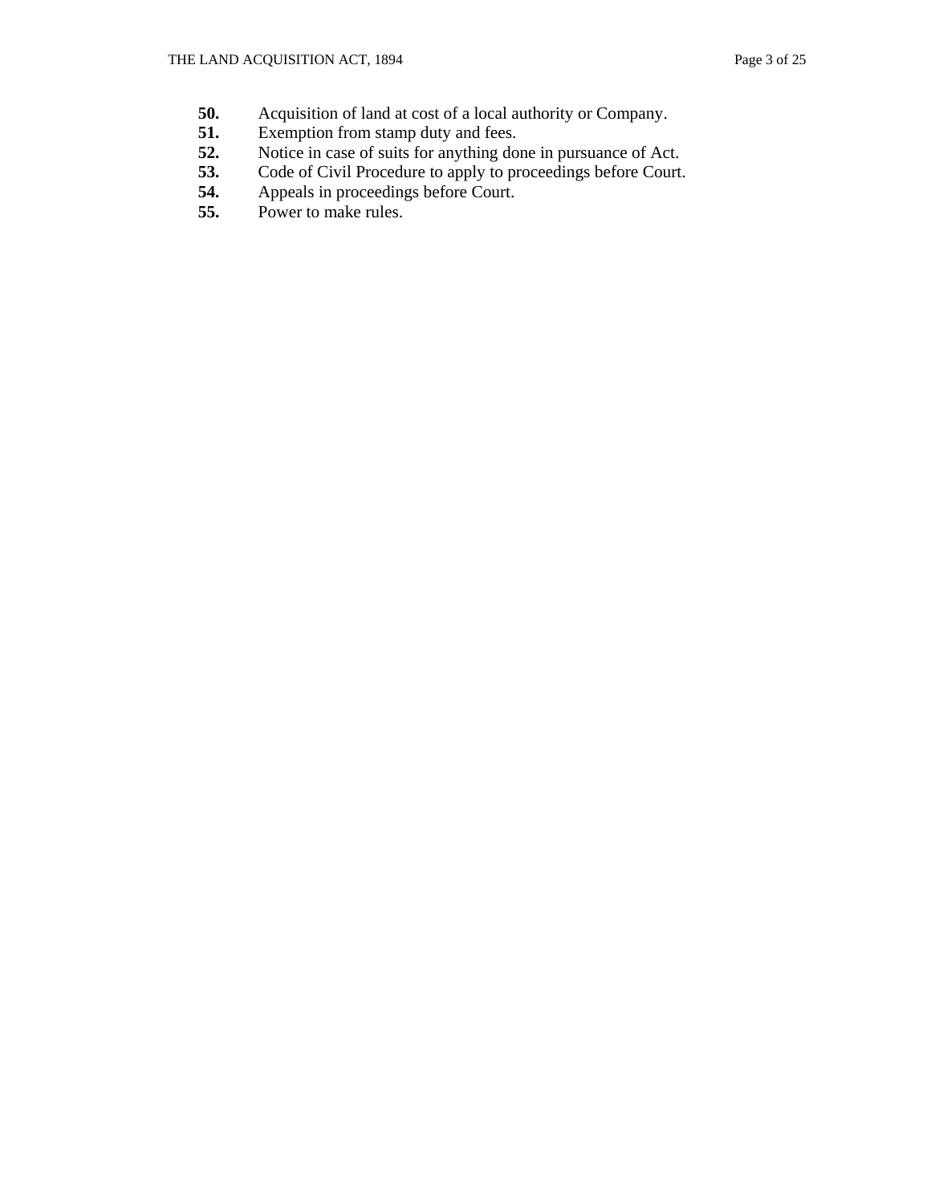**50.** Acquisition of land at cost of a local authority or Company.
**51.** Exemption from stamp duty and fees.
**52.** Notice in case of suits for anything done in pursuance of Act.
**53.** Code of Civil Procedure to apply to proceedings before Court.
**54.** Appeals in proceedings before Court.
**55.** Power to make rules.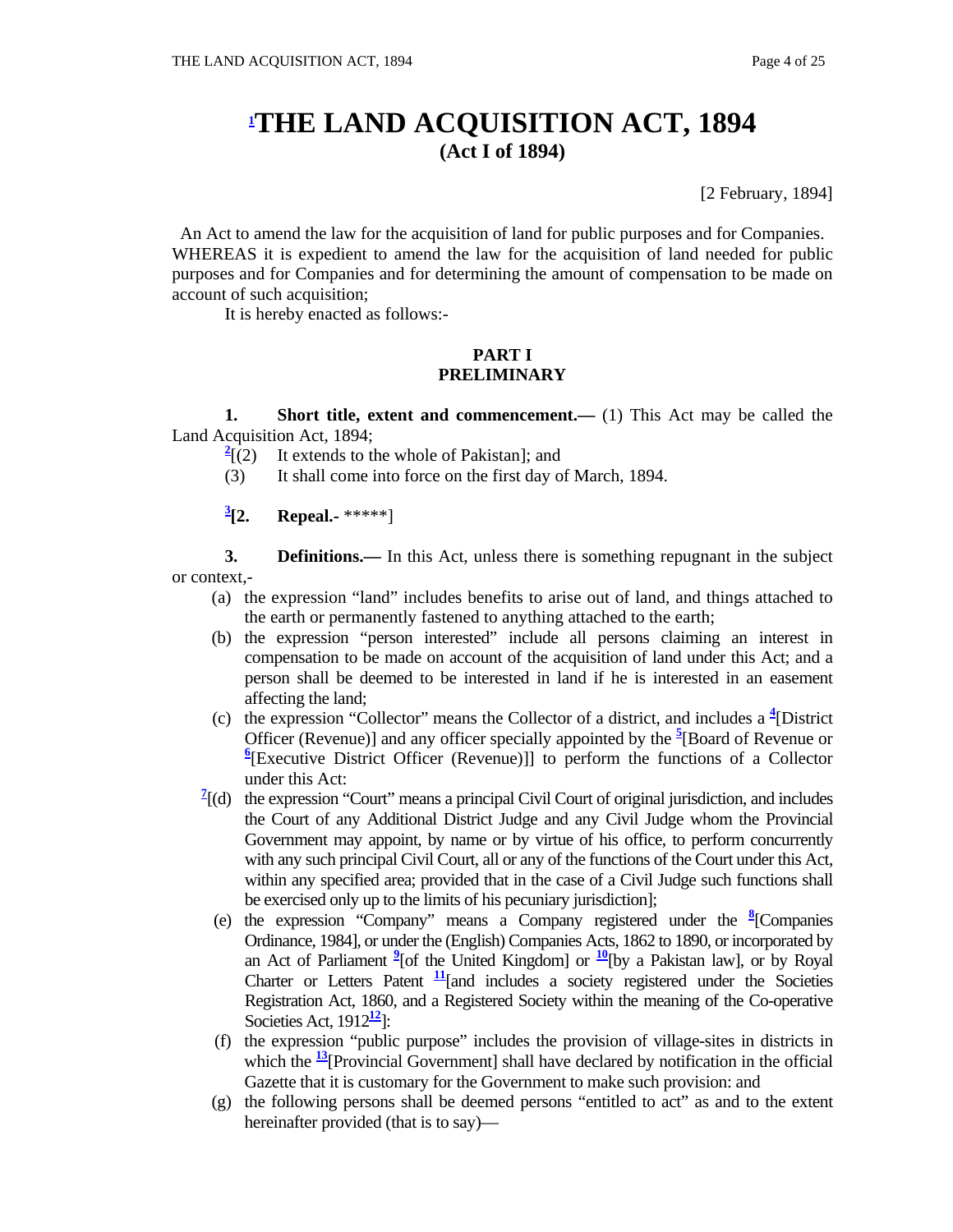# [1]THE LAND ACQUISITION ACT, 1894
**(Act I of 1894)**

[2 February, 1894]

An Act to amend the law for the acquisition of land for public purposes and for Companies.

WHEREAS it is expedient to amend the law for the acquisition of land needed for public purposes and for Companies and for determining the amount of compensation to be made on account of such acquisition;

It is hereby enacted as follows:-

## PART I
## PRELIMINARY

**1. Short title, extent and commencement.—** (1) This Act may be called the Land Acquisition Act, 1894;

[2][(2) It extends to the whole of Pakistan]; and

(3) It shall come into force on the first day of March, 1894.

[3]**[2. Repeal.-** *****]

**3. Definitions.—** In this Act, unless there is something repugnant in the subject or context,-

(a) the expression "land" includes benefits to arise out of land, and things attached to the earth or permanently fastened to anything attached to the earth;

(b) the expression "person interested" include all persons claiming an interest in compensation to be made on account of the acquisition of land under this Act; and a person shall be deemed to be interested in land if he is interested in an easement affecting the land;

(c) the expression "Collector" means the Collector of a district, and includes a [4][District Officer (Revenue)] and any officer specially appointed by the [5][Board of Revenue or [6][Executive District Officer (Revenue)]] to perform the functions of a Collector under this Act:

[7][(d) the expression "Court" means a principal Civil Court of original jurisdiction, and includes the Court of any Additional District Judge and any Civil Judge whom the Provincial Government may appoint, by name or by virtue of his office, to perform concurrently with any such principal Civil Court, all or any of the functions of the Court under this Act, within any specified area; provided that in the case of a Civil Judge such functions shall be exercised only up to the limits of his pecuniary jurisdiction];

(e) the expression "Company" means a Company registered under the [8][Companies Ordinance, 1984], or under the (English) Companies Acts, 1862 to 1890, or incorporated by an Act of Parliament [9][of the United Kingdom] or [10][by a Pakistan law], or by Royal Charter or Letters Patent [11][and includes a society registered under the Societies Registration Act, 1860, and a Registered Society within the meaning of the Co-operative Societies Act, 1912[12]]:

(f) the expression "public purpose" includes the provision of village-sites in districts in which the [13][Provincial Government] shall have declared by notification in the official Gazette that it is customary for the Government to make such provision: and

(g) the following persons shall be deemed persons "entitled to act" as and to the extent hereinafter provided (that is to say)—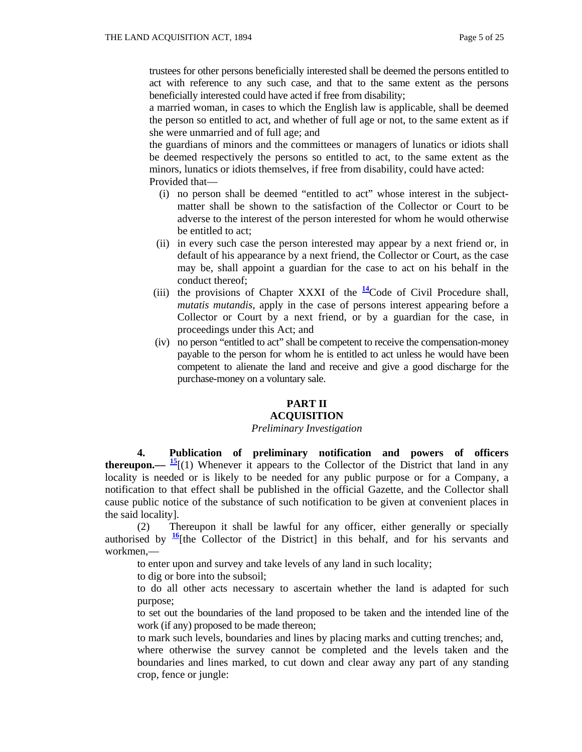trustees for other persons beneficially interested shall be deemed the persons entitled to act with reference to any such case, and that to the same extent as the persons beneficially interested could have acted if free from disability;

a married woman, in cases to which the English law is applicable, shall be deemed the person so entitled to act, and whether of full age or not, to the same extent as if she were unmarried and of full age; and

the guardians of minors and the committees or managers of lunatics or idiots shall be deemed respectively the persons so entitled to act, to the same extent as the minors, lunatics or idiots themselves, if free from disability, could have acted:

Provided that—

(i) no person shall be deemed "entitled to act" whose interest in the subject-matter shall be shown to the satisfaction of the Collector or Court to be adverse to the interest of the person interested for whom he would otherwise be entitled to act;

(ii) in every such case the person interested may appear by a next friend or, in default of his appearance by a next friend, the Collector or Court, as the case may be, shall appoint a guardian for the case to act on his behalf in the conduct thereof;

(iii) the provisions of Chapter XXXI of the [14]Code of Civil Procedure shall, *mutatis mutandis*, apply in the case of persons interest appearing before a Collector or Court by a next friend, or by a guardian for the case, in proceedings under this Act; and

(iv) no person "entitled to act" shall be competent to receive the compensation-money payable to the person for whom he is entitled to act unless he would have been competent to alienate the land and receive and give a good discharge for the purchase-money on a voluntary sale.

## PART II
## ACQUISITION

*Preliminary Investigation*

**4. Publication of preliminary notification and powers of officers thereupon.—** [15][(1) Whenever it appears to the Collector of the District that land in any locality is needed or is likely to be needed for any public purpose or for a Company, a notification to that effect shall be published in the official Gazette, and the Collector shall cause public notice of the substance of such notification to be given at convenient places in the said locality].

(2) Thereupon it shall be lawful for any officer, either generally or specially authorised by [16][the Collector of the District] in this behalf, and for his servants and workmen,—

to enter upon and survey and take levels of any land in such locality;

to dig or bore into the subsoil;

to do all other acts necessary to ascertain whether the land is adapted for such purpose;

to set out the boundaries of the land proposed to be taken and the intended line of the work (if any) proposed to be made thereon;

to mark such levels, boundaries and lines by placing marks and cutting trenches; and,

where otherwise the survey cannot be completed and the levels taken and the boundaries and lines marked, to cut down and clear away any part of any standing crop, fence or jungle: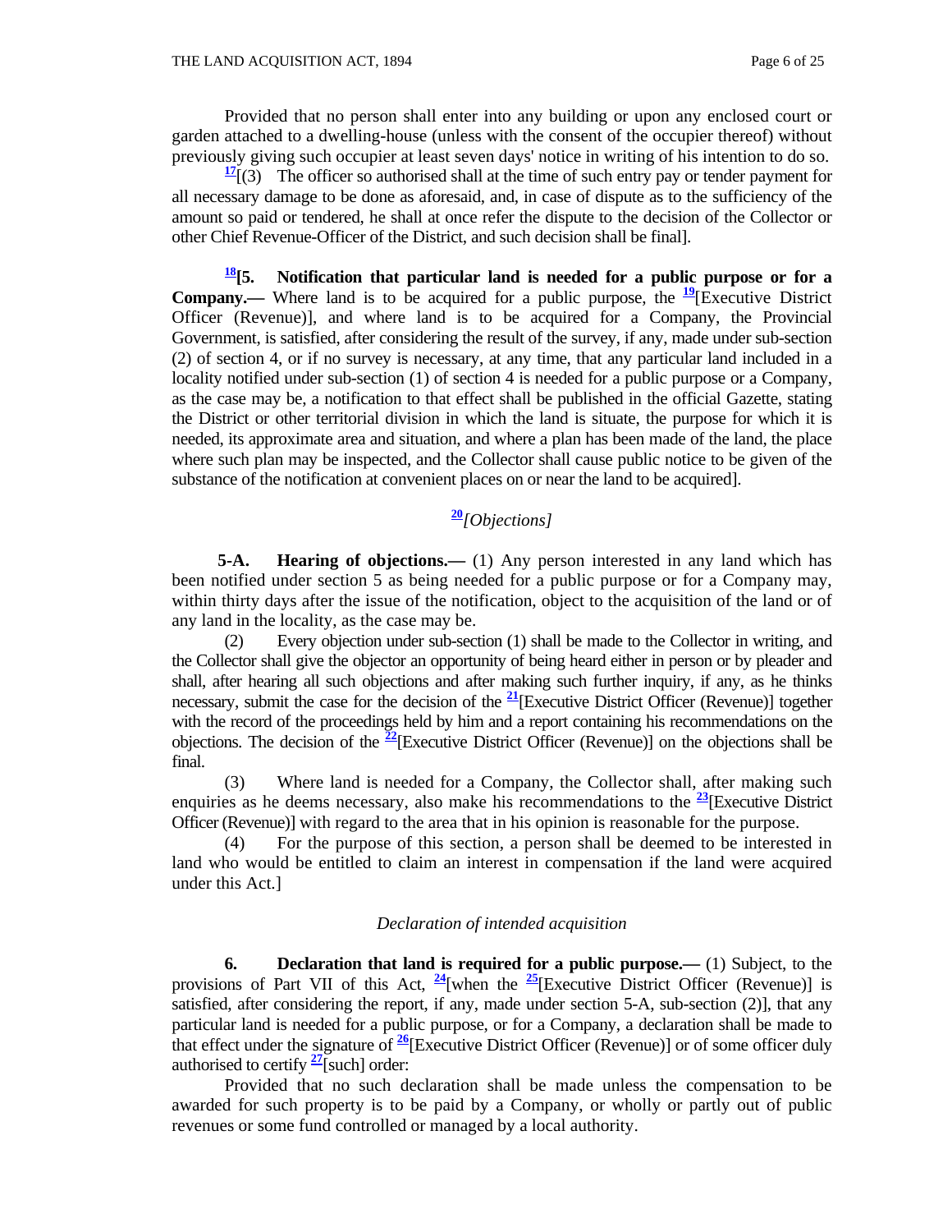Provided that no person shall enter into any building or upon any enclosed court or garden attached to a dwelling-house (unless with the consent of the occupier thereof) without previously giving such occupier at least seven days' notice in writing of his intention to do so.

[17][(3) The officer so authorised shall at the time of such entry pay or tender payment for all necessary damage to be done as aforesaid, and, in case of dispute as to the sufficiency of the amount so paid or tendered, he shall at once refer the dispute to the decision of the Collector or other Chief Revenue-Officer of the District, and such decision shall be final].

[18]**[5. Notification that particular land is needed for a public purpose or for a Company.—** Where land is to be acquired for a public purpose, the [19][Executive District Officer (Revenue)], and where land is to be acquired for a Company, the Provincial Government, is satisfied, after considering the result of the survey, if any, made under sub-section (2) of section 4, or if no survey is necessary, at any time, that any particular land included in a locality notified under sub-section (1) of section 4 is needed for a public purpose or a Company, as the case may be, a notification to that effect shall be published in the official Gazette, stating the District or other territorial division in which the land is situate, the purpose for which it is needed, its approximate area and situation, and where a plan has been made of the land, the place where such plan may be inspected, and the Collector shall cause public notice to be given of the substance of the notification at convenient places on or near the land to be acquired].

[20]*[Objections]*

**5-A. Hearing of objections.—** (1) Any person interested in any land which has been notified under section 5 as being needed for a public purpose or for a Company may, within thirty days after the issue of the notification, object to the acquisition of the land or of any land in the locality, as the case may be.

(2) Every objection under sub-section (1) shall be made to the Collector in writing, and the Collector shall give the objector an opportunity of being heard either in person or by pleader and shall, after hearing all such objections and after making such further inquiry, if any, as he thinks necessary, submit the case for the decision of the [21][Executive District Officer (Revenue)] together with the record of the proceedings held by him and a report containing his recommendations on the objections. The decision of the [22][Executive District Officer (Revenue)] on the objections shall be final.

(3) Where land is needed for a Company, the Collector shall, after making such enquiries as he deems necessary, also make his recommendations to the [23][Executive District Officer (Revenue)] with regard to the area that in his opinion is reasonable for the purpose.

(4) For the purpose of this section, a person shall be deemed to be interested in land who would be entitled to claim an interest in compensation if the land were acquired under this Act.]

*Declaration of intended acquisition*

**6. Declaration that land is required for a public purpose.—** (1) Subject, to the provisions of Part VII of this Act, [24][when the [25][Executive District Officer (Revenue)] is satisfied, after considering the report, if any, made under section 5-A, sub-section (2)], that any particular land is needed for a public purpose, or for a Company, a declaration shall be made to that effect under the signature of [26][Executive District Officer (Revenue)] or of some officer duly authorised to certify [27][such] order:

Provided that no such declaration shall be made unless the compensation to be awarded for such property is to be paid by a Company, or wholly or partly out of public revenues or some fund controlled or managed by a local authority.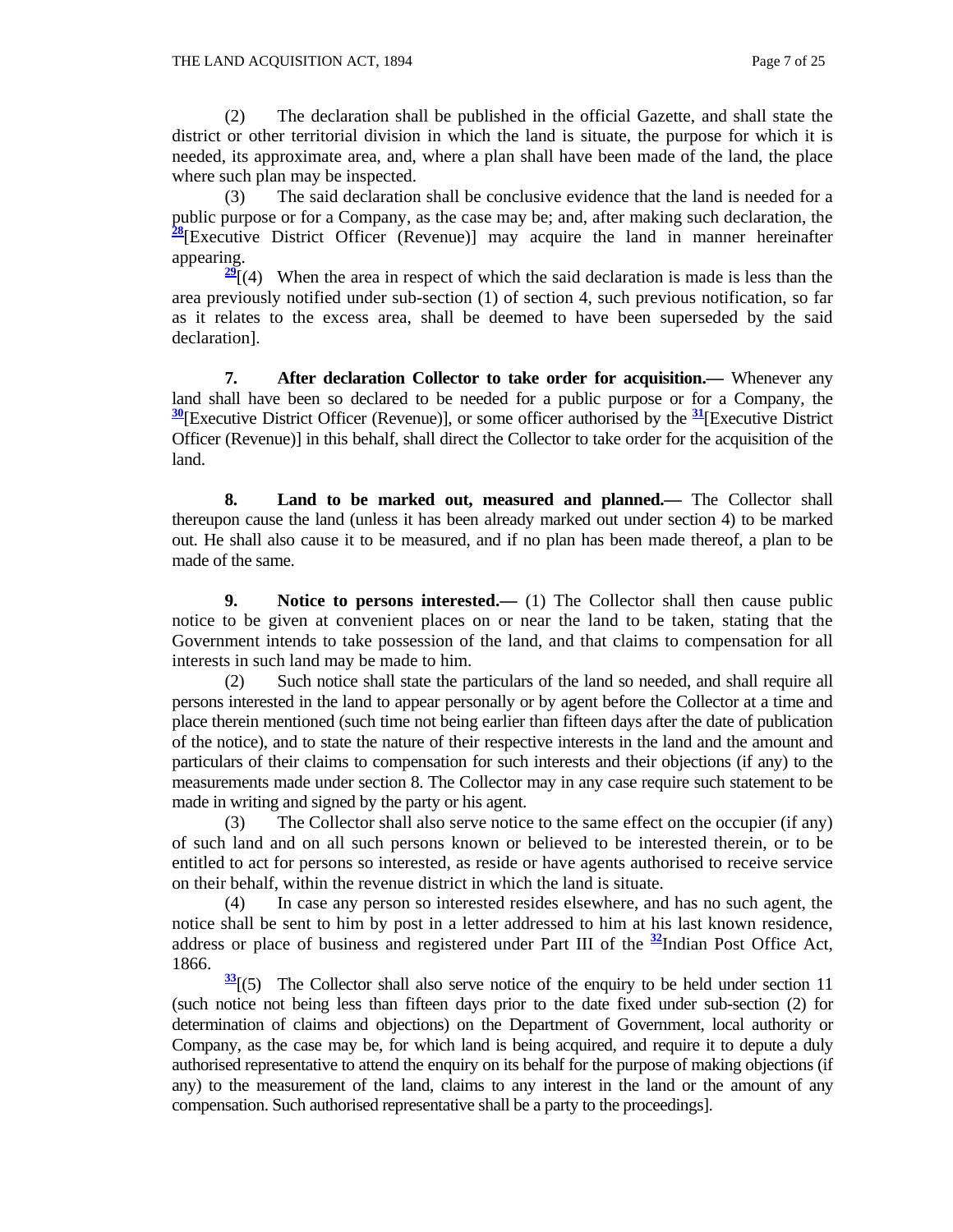(2) The declaration shall be published in the official Gazette, and shall state the district or other territorial division in which the land is situate, the purpose for which it is needed, its approximate area, and, where a plan shall have been made of the land, the place where such plan may be inspected.

(3) The said declaration shall be conclusive evidence that the land is needed for a public purpose or for a Company, as the case may be; and, after making such declaration, the [28][Executive District Officer (Revenue)] may acquire the land in manner hereinafter appearing.

[29][(4) When the area in respect of which the said declaration is made is less than the area previously notified under sub-section (1) of section 4, such previous notification, so far as it relates to the excess area, shall be deemed to have been superseded by the said declaration].

**7. After declaration Collector to take order for acquisition.—** Whenever any land shall have been so declared to be needed for a public purpose or for a Company, the [30][Executive District Officer (Revenue)], or some officer authorised by the [31][Executive District Officer (Revenue)] in this behalf, shall direct the Collector to take order for the acquisition of the land.

**8. Land to be marked out, measured and planned.—** The Collector shall thereupon cause the land (unless it has been already marked out under section 4) to be marked out. He shall also cause it to be measured, and if no plan has been made thereof, a plan to be made of the same.

**9. Notice to persons interested.—** (1) The Collector shall then cause public notice to be given at convenient places on or near the land to be taken, stating that the Government intends to take possession of the land, and that claims to compensation for all interests in such land may be made to him.

(2) Such notice shall state the particulars of the land so needed, and shall require all persons interested in the land to appear personally or by agent before the Collector at a time and place therein mentioned (such time not being earlier than fifteen days after the date of publication of the notice), and to state the nature of their respective interests in the land and the amount and particulars of their claims to compensation for such interests and their objections (if any) to the measurements made under section 8. The Collector may in any case require such statement to be made in writing and signed by the party or his agent.

(3) The Collector shall also serve notice to the same effect on the occupier (if any) of such land and on all such persons known or believed to be interested therein, or to be entitled to act for persons so interested, as reside or have agents authorised to receive service on their behalf, within the revenue district in which the land is situate.

(4) In case any person so interested resides elsewhere, and has no such agent, the notice shall be sent to him by post in a letter addressed to him at his last known residence, address or place of business and registered under Part III of the [32]Indian Post Office Act, 1866.

[33][(5) The Collector shall also serve notice of the enquiry to be held under section 11 (such notice not being less than fifteen days prior to the date fixed under sub-section (2) for determination of claims and objections) on the Department of Government, local authority or Company, as the case may be, for which land is being acquired, and require it to depute a duly authorised representative to attend the enquiry on its behalf for the purpose of making objections (if any) to the measurement of the land, claims to any interest in the land or the amount of any compensation. Such authorised representative shall be a party to the proceedings].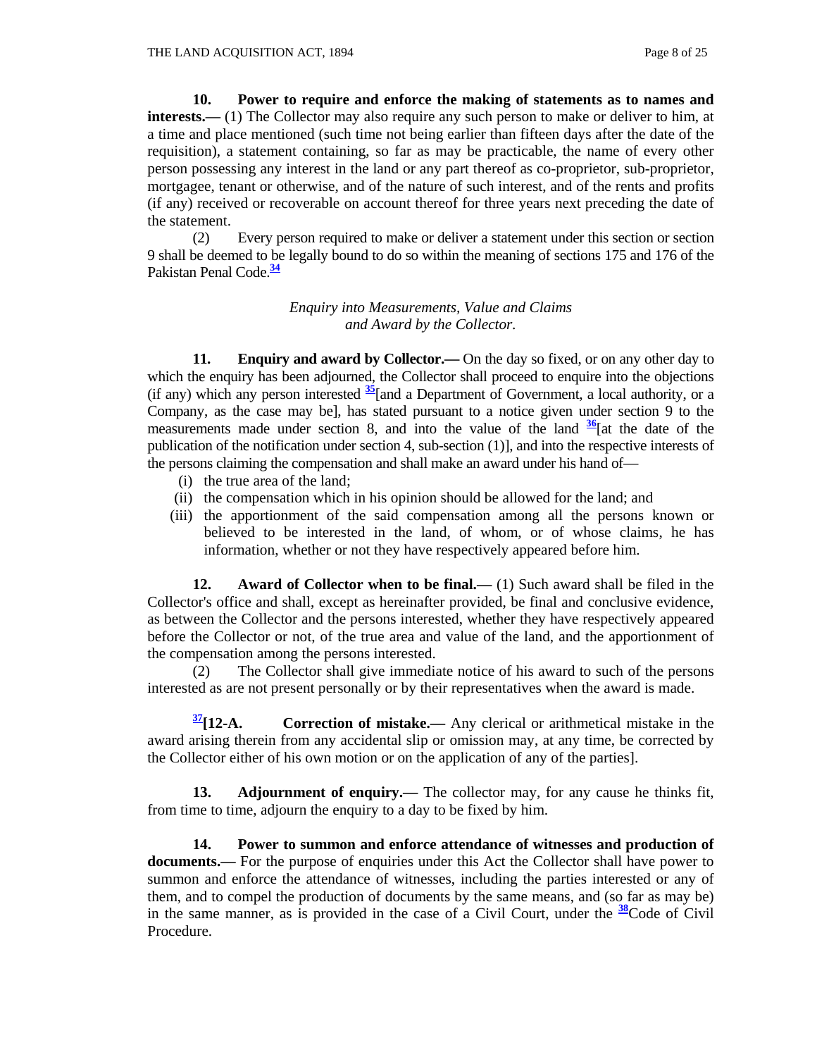**10. Power to require and enforce the making of statements as to names and interests.—** (1) The Collector may also require any such person to make or deliver to him, at a time and place mentioned (such time not being earlier than fifteen days after the date of the requisition), a statement containing, so far as may be practicable, the name of every other person possessing any interest in the land or any part thereof as co-proprietor, sub-proprietor, mortgagee, tenant or otherwise, and of the nature of such interest, and of the rents and profits (if any) received or recoverable on account thereof for three years next preceding the date of the statement.

(2) Every person required to make or deliver a statement under this section or section 9 shall be deemed to be legally bound to do so within the meaning of sections 175 and 176 of the Pakistan Penal Code.[34]

*Enquiry into Measurements, Value and Claims and Award by the Collector.*

**11. Enquiry and award by Collector.—** On the day so fixed, or on any other day to which the enquiry has been adjourned, the Collector shall proceed to enquire into the objections (if any) which any person interested [35][and a Department of Government, a local authority, or a Company, as the case may be], has stated pursuant to a notice given under section 9 to the measurements made under section 8, and into the value of the land [36][at the date of the publication of the notification under section 4, sub-section (1)], and into the respective interests of the persons claiming the compensation and shall make an award under his hand of—

(i) the true area of the land;

(ii) the compensation which in his opinion should be allowed for the land; and

(iii) the apportionment of the said compensation among all the persons known or believed to be interested in the land, of whom, or of whose claims, he has information, whether or not they have respectively appeared before him.

**12. Award of Collector when to be final.—** (1) Such award shall be filed in the Collector's office and shall, except as hereinafter provided, be final and conclusive evidence, as between the Collector and the persons interested, whether they have respectively appeared before the Collector or not, of the true area and value of the land, and the apportionment of the compensation among the persons interested.

(2) The Collector shall give immediate notice of his award to such of the persons interested as are not present personally or by their representatives when the award is made.

[37]**[12-A. Correction of mistake.—** Any clerical or arithmetical mistake in the award arising therein from any accidental slip or omission may, at any time, be corrected by the Collector either of his own motion or on the application of any of the parties].

**13. Adjournment of enquiry.—** The collector may, for any cause he thinks fit, from time to time, adjourn the enquiry to a day to be fixed by him.

**14. Power to summon and enforce attendance of witnesses and production of documents.—** For the purpose of enquiries under this Act the Collector shall have power to summon and enforce the attendance of witnesses, including the parties interested or any of them, and to compel the production of documents by the same means, and (so far as may be) in the same manner, as is provided in the case of a Civil Court, under the [38]Code of Civil Procedure.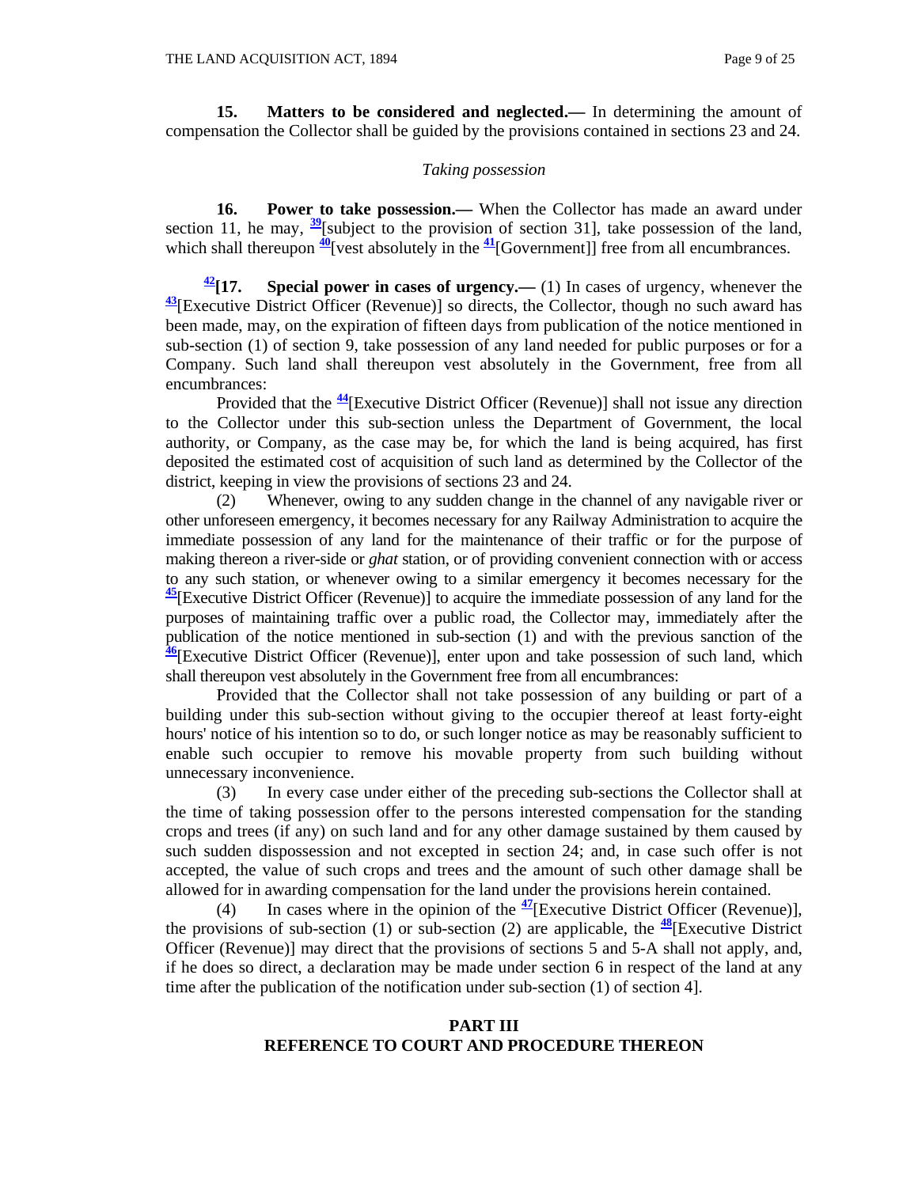**15. Matters to be considered and neglected.—** In determining the amount of compensation the Collector shall be guided by the provisions contained in sections 23 and 24.

*Taking possession*

**16. Power to take possession.—** When the Collector has made an award under section 11, he may, [39][subject to the provision of section 31], take possession of the land, which shall thereupon [40][vest absolutely in the [41][Government]] free from all encumbrances.

[42]**[17. Special power in cases of urgency.—** (1) In cases of urgency, whenever the [43][Executive District Officer (Revenue)] so directs, the Collector, though no such award has been made, may, on the expiration of fifteen days from publication of the notice mentioned in sub-section (1) of section 9, take possession of any land needed for public purposes or for a Company. Such land shall thereupon vest absolutely in the Government, free from all encumbrances:

Provided that the [44][Executive District Officer (Revenue)] shall not issue any direction to the Collector under this sub-section unless the Department of Government, the local authority, or Company, as the case may be, for which the land is being acquired, has first deposited the estimated cost of acquisition of such land as determined by the Collector of the district, keeping in view the provisions of sections 23 and 24.

(2) Whenever, owing to any sudden change in the channel of any navigable river or other unforeseen emergency, it becomes necessary for any Railway Administration to acquire the immediate possession of any land for the maintenance of their traffic or for the purpose of making thereon a river-side or *ghat* station, or of providing convenient connection with or access to any such station, or whenever owing to a similar emergency it becomes necessary for the [45][Executive District Officer (Revenue)] to acquire the immediate possession of any land for the purposes of maintaining traffic over a public road, the Collector may, immediately after the publication of the notice mentioned in sub-section (1) and with the previous sanction of the [46][Executive District Officer (Revenue)], enter upon and take possession of such land, which shall thereupon vest absolutely in the Government free from all encumbrances:

Provided that the Collector shall not take possession of any building or part of a building under this sub-section without giving to the occupier thereof at least forty-eight hours' notice of his intention so to do, or such longer notice as may be reasonably sufficient to enable such occupier to remove his movable property from such building without unnecessary inconvenience.

(3) In every case under either of the preceding sub-sections the Collector shall at the time of taking possession offer to the persons interested compensation for the standing crops and trees (if any) on such land and for any other damage sustained by them caused by such sudden dispossession and not excepted in section 24; and, in case such offer is not accepted, the value of such crops and trees and the amount of such other damage shall be allowed for in awarding compensation for the land under the provisions herein contained.

(4) In cases where in the opinion of the [47][Executive District Officer (Revenue)], the provisions of sub-section (1) or sub-section (2) are applicable, the [48][Executive District Officer (Revenue)] may direct that the provisions of sections 5 and 5-A shall not apply, and, if he does so direct, a declaration may be made under section 6 in respect of the land at any time after the publication of the notification under sub-section (1) of section 4].

## PART III
## REFERENCE TO COURT AND PROCEDURE THEREON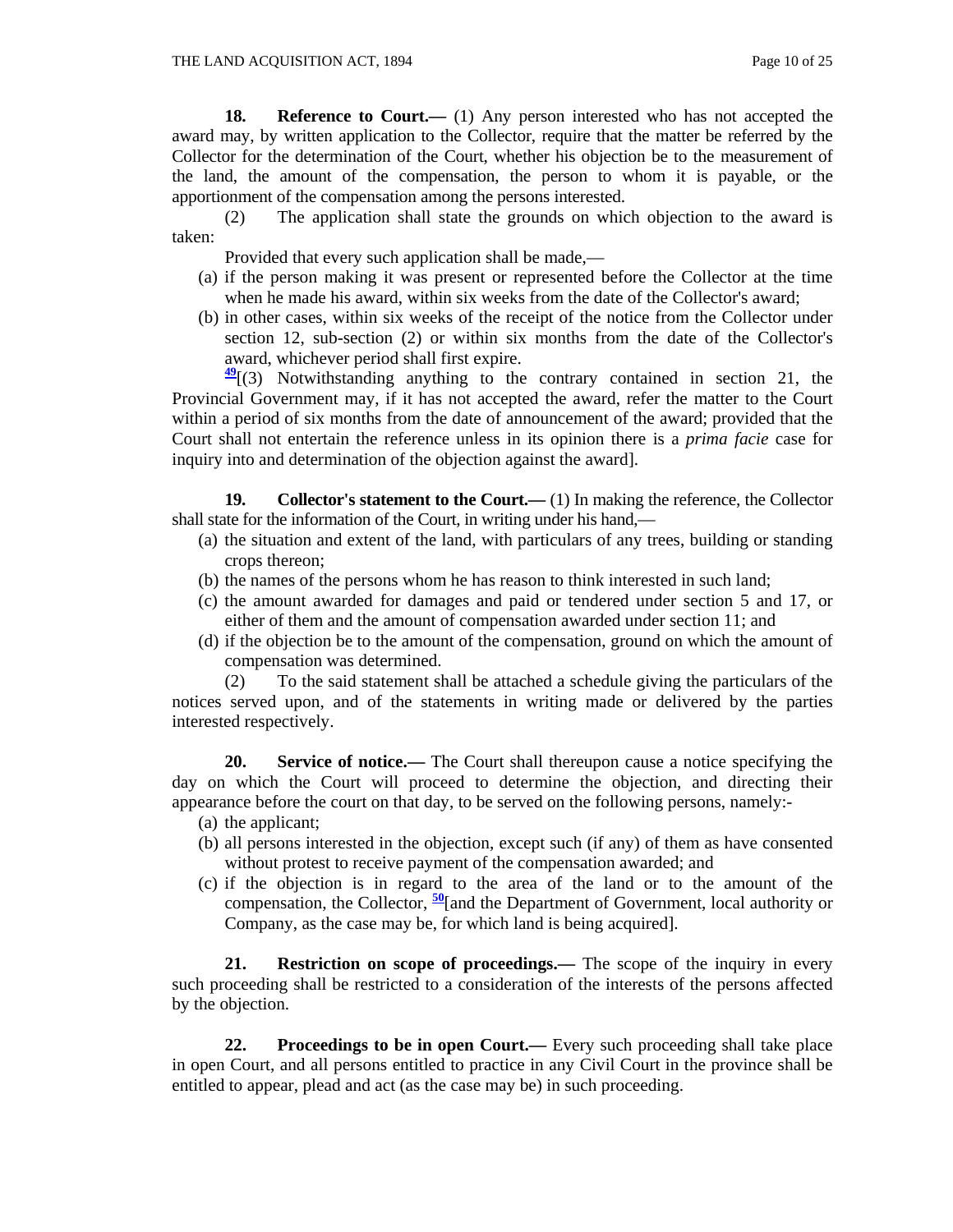**18. Reference to Court.—** (1) Any person interested who has not accepted the award may, by written application to the Collector, require that the matter be referred by the Collector for the determination of the Court, whether his objection be to the measurement of the land, the amount of the compensation, the person to whom it is payable, or the apportionment of the compensation among the persons interested.

(2) The application shall state the grounds on which objection to the award is taken:

Provided that every such application shall be made,—

(a) if the person making it was present or represented before the Collector at the time when he made his award, within six weeks from the date of the Collector's award;

(b) in other cases, within six weeks of the receipt of the notice from the Collector under section 12, sub-section (2) or within six months from the date of the Collector's award, whichever period shall first expire.

[49][(3) Notwithstanding anything to the contrary contained in section 21, the Provincial Government may, if it has not accepted the award, refer the matter to the Court within a period of six months from the date of announcement of the award; provided that the Court shall not entertain the reference unless in its opinion there is a *prima facie* case for inquiry into and determination of the objection against the award].

**19. Collector's statement to the Court.—** (1) In making the reference, the Collector shall state for the information of the Court, in writing under his hand,—

(a) the situation and extent of the land, with particulars of any trees, building or standing crops thereon;

(b) the names of the persons whom he has reason to think interested in such land;

(c) the amount awarded for damages and paid or tendered under section 5 and 17, or either of them and the amount of compensation awarded under section 11; and

(d) if the objection be to the amount of the compensation, ground on which the amount of compensation was determined.

(2) To the said statement shall be attached a schedule giving the particulars of the notices served upon, and of the statements in writing made or delivered by the parties interested respectively.

**20. Service of notice.—** The Court shall thereupon cause a notice specifying the day on which the Court will proceed to determine the objection, and directing their appearance before the court on that day, to be served on the following persons, namely:-

(a) the applicant;

(b) all persons interested in the objection, except such (if any) of them as have consented without protest to receive payment of the compensation awarded; and

(c) if the objection is in regard to the area of the land or to the amount of the compensation, the Collector, [50][and the Department of Government, local authority or Company, as the case may be, for which land is being acquired].

**21. Restriction on scope of proceedings.—** The scope of the inquiry in every such proceeding shall be restricted to a consideration of the interests of the persons affected by the objection.

**22. Proceedings to be in open Court.—** Every such proceeding shall take place in open Court, and all persons entitled to practice in any Civil Court in the province shall be entitled to appear, plead and act (as the case may be) in such proceeding.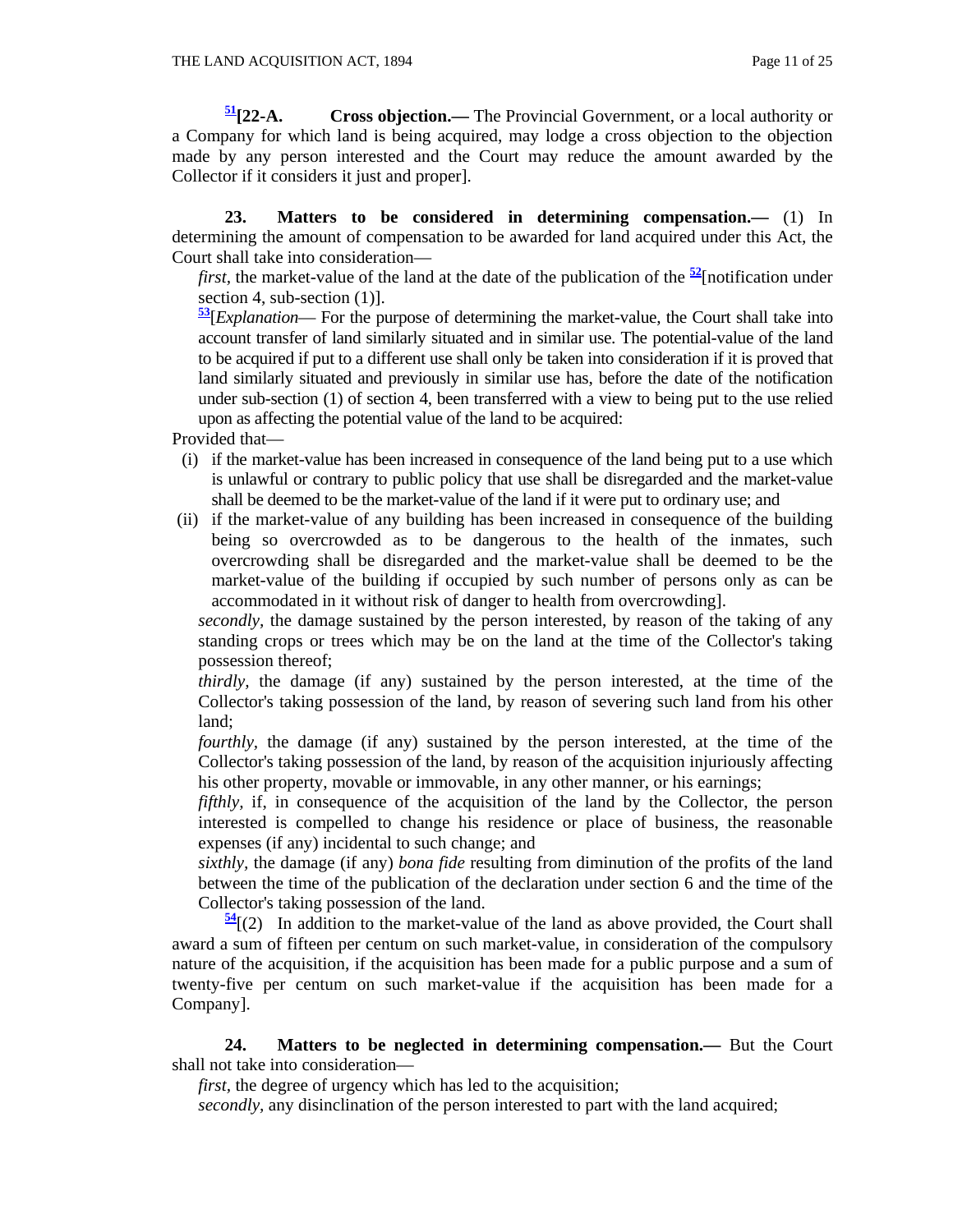[51][**22-A. Cross objection.—** The Provincial Government, or a local authority or a Company for which land is being acquired, may lodge a cross objection to the objection made by any person interested and the Court may reduce the amount awarded by the Collector if it considers it just and proper].

**23. Matters to be considered in determining compensation.—** (1) In determining the amount of compensation to be awarded for land acquired under this Act, the Court shall take into consideration—

*first*, the market-value of the land at the date of the publication of the [52][notification under section 4, sub-section (1)].

[53][*Explanation*— For the purpose of determining the market-value, the Court shall take into account transfer of land similarly situated and in similar use. The potential-value of the land to be acquired if put to a different use shall only be taken into consideration if it is proved that land similarly situated and previously in similar use has, before the date of the notification under sub-section (1) of section 4, been transferred with a view to being put to the use relied upon as affecting the potential value of the land to be acquired:

Provided that—

(i) if the market-value has been increased in consequence of the land being put to a use which is unlawful or contrary to public policy that use shall be disregarded and the market-value shall be deemed to be the market-value of the land if it were put to ordinary use; and

(ii) if the market-value of any building has been increased in consequence of the building being so overcrowded as to be dangerous to the health of the inmates, such overcrowding shall be disregarded and the market-value shall be deemed to be the market-value of the building if occupied by such number of persons only as can be accommodated in it without risk of danger to health from overcrowding].

*secondly*, the damage sustained by the person interested, by reason of the taking of any standing crops or trees which may be on the land at the time of the Collector's taking possession thereof;

*thirdly*, the damage (if any) sustained by the person interested, at the time of the Collector's taking possession of the land, by reason of severing such land from his other land;

*fourthly*, the damage (if any) sustained by the person interested, at the time of the Collector's taking possession of the land, by reason of the acquisition injuriously affecting his other property, movable or immovable, in any other manner, or his earnings;

*fifthly*, if, in consequence of the acquisition of the land by the Collector, the person interested is compelled to change his residence or place of business, the reasonable expenses (if any) incidental to such change; and

*sixthly*, the damage (if any) *bona fide* resulting from diminution of the profits of the land between the time of the publication of the declaration under section 6 and the time of the Collector's taking possession of the land.

[54][(2) In addition to the market-value of the land as above provided, the Court shall award a sum of fifteen per centum on such market-value, in consideration of the compulsory nature of the acquisition, if the acquisition has been made for a public purpose and a sum of twenty-five per centum on such market-value if the acquisition has been made for a Company].

**24. Matters to be neglected in determining compensation.—** But the Court shall not take into consideration—

*first*, the degree of urgency which has led to the acquisition;

*secondly*, any disinclination of the person interested to part with the land acquired;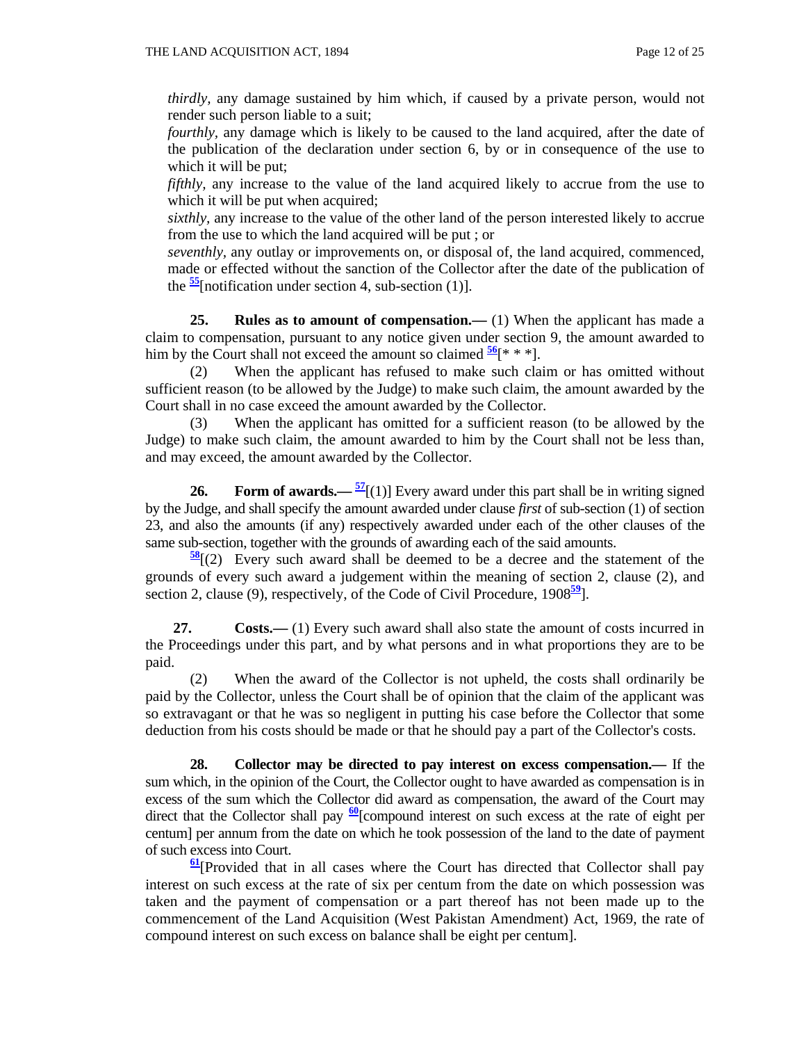*thirdly*, any damage sustained by him which, if caused by a private person, would not render such person liable to a suit;

*fourthly*, any damage which is likely to be caused to the land acquired, after the date of the publication of the declaration under section 6, by or in consequence of the use to which it will be put;

*fifthly*, any increase to the value of the land acquired likely to accrue from the use to which it will be put when acquired;

*sixthly*, any increase to the value of the other land of the person interested likely to accrue from the use to which the land acquired will be put ; or

*seventhly*, any outlay or improvements on, or disposal of, the land acquired, commenced, made or effected without the sanction of the Collector after the date of the publication of the [55][notification under section 4, sub-section (1)].

**25. Rules as to amount of compensation.—** (1) When the applicant has made a claim to compensation, pursuant to any notice given under section 9, the amount awarded to him by the Court shall not exceed the amount so claimed [56][* * *].

(2) When the applicant has refused to make such claim or has omitted without sufficient reason (to be allowed by the Judge) to make such claim, the amount awarded by the Court shall in no case exceed the amount awarded by the Collector.

(3) When the applicant has omitted for a sufficient reason (to be allowed by the Judge) to make such claim, the amount awarded to him by the Court shall not be less than, and may exceed, the amount awarded by the Collector.

**26. Form of awards.—** [57][(1)] Every award under this part shall be in writing signed by the Judge, and shall specify the amount awarded under clause *first* of sub-section (1) of section 23, and also the amounts (if any) respectively awarded under each of the other clauses of the same sub-section, together with the grounds of awarding each of the said amounts.

[58][(2) Every such award shall be deemed to be a decree and the statement of the grounds of every such award a judgement within the meaning of section 2, clause (2), and section 2, clause (9), respectively, of the Code of Civil Procedure, 1908[59]].

**27. Costs.—** (1) Every such award shall also state the amount of costs incurred in the Proceedings under this part, and by what persons and in what proportions they are to be paid.

(2) When the award of the Collector is not upheld, the costs shall ordinarily be paid by the Collector, unless the Court shall be of opinion that the claim of the applicant was so extravagant or that he was so negligent in putting his case before the Collector that some deduction from his costs should be made or that he should pay a part of the Collector's costs.

**28. Collector may be directed to pay interest on excess compensation.—** If the sum which, in the opinion of the Court, the Collector ought to have awarded as compensation is in excess of the sum which the Collector did award as compensation, the award of the Court may direct that the Collector shall pay [60][compound interest on such excess at the rate of eight per centum] per annum from the date on which he took possession of the land to the date of payment of such excess into Court.

[61][Provided that in all cases where the Court has directed that Collector shall pay interest on such excess at the rate of six per centum from the date on which possession was taken and the payment of compensation or a part thereof has not been made up to the commencement of the Land Acquisition (West Pakistan Amendment) Act, 1969, the rate of compound interest on such excess on balance shall be eight per centum].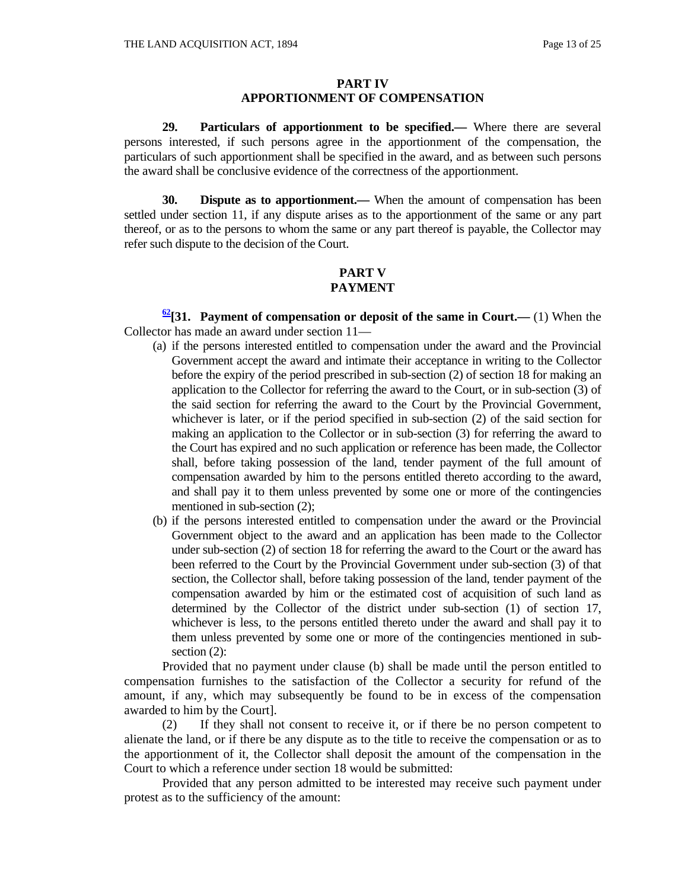## PART IV
## APPORTIONMENT OF COMPENSATION

**29. Particulars of apportionment to be specified.—** Where there are several persons interested, if such persons agree in the apportionment of the compensation, the particulars of such apportionment shall be specified in the award, and as between such persons the award shall be conclusive evidence of the correctness of the apportionment.

**30. Dispute as to apportionment.—** When the amount of compensation has been settled under section 11, if any dispute arises as to the apportionment of the same or any part thereof, or as to the persons to whom the same or any part thereof is payable, the Collector may refer such dispute to the decision of the Court.

## PART V
## PAYMENT

[62]**[31. Payment of compensation or deposit of the same in Court.—** (1) When the Collector has made an award under section 11—

(a) if the persons interested entitled to compensation under the award and the Provincial Government accept the award and intimate their acceptance in writing to the Collector before the expiry of the period prescribed in sub-section (2) of section 18 for making an application to the Collector for referring the award to the Court, or in sub-section (3) of the said section for referring the award to the Court by the Provincial Government, whichever is later, or if the period specified in sub-section (2) of the said section for making an application to the Collector or in sub-section (3) for referring the award to the Court has expired and no such application or reference has been made, the Collector shall, before taking possession of the land, tender payment of the full amount of compensation awarded by him to the persons entitled thereto according to the award, and shall pay it to them unless prevented by some one or more of the contingencies mentioned in sub-section (2);

(b) if the persons interested entitled to compensation under the award or the Provincial Government object to the award and an application has been made to the Collector under sub-section (2) of section 18 for referring the award to the Court or the award has been referred to the Court by the Provincial Government under sub-section (3) of that section, the Collector shall, before taking possession of the land, tender payment of the compensation awarded by him or the estimated cost of acquisition of such land as determined by the Collector of the district under sub-section (1) of section 17, whichever is less, to the persons entitled thereto under the award and shall pay it to them unless prevented by some one or more of the contingencies mentioned in sub-section (2):

Provided that no payment under clause (b) shall be made until the person entitled to compensation furnishes to the satisfaction of the Collector a security for refund of the amount, if any, which may subsequently be found to be in excess of the compensation awarded to him by the Court].

(2) If they shall not consent to receive it, or if there be no person competent to alienate the land, or if there be any dispute as to the title to receive the compensation or as to the apportionment of it, the Collector shall deposit the amount of the compensation in the Court to which a reference under section 18 would be submitted:

Provided that any person admitted to be interested may receive such payment under protest as to the sufficiency of the amount: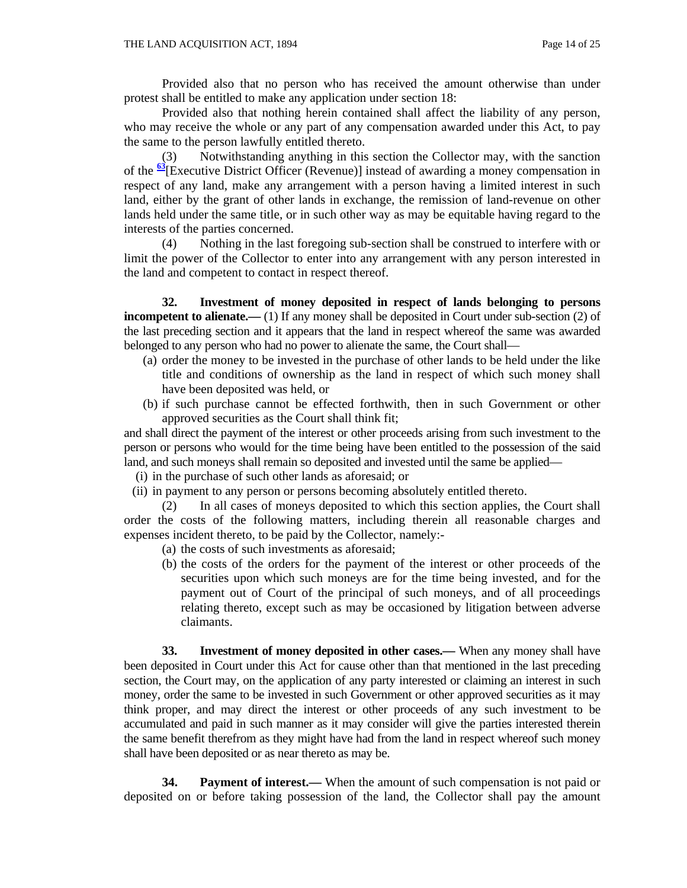Provided also that no person who has received the amount otherwise than under protest shall be entitled to make any application under section 18:

Provided also that nothing herein contained shall affect the liability of any person, who may receive the whole or any part of any compensation awarded under this Act, to pay the same to the person lawfully entitled thereto.

(3) Notwithstanding anything in this section the Collector may, with the sanction of the [63][Executive District Officer (Revenue)] instead of awarding a money compensation in respect of any land, make any arrangement with a person having a limited interest in such land, either by the grant of other lands in exchange, the remission of land-revenue on other lands held under the same title, or in such other way as may be equitable having regard to the interests of the parties concerned.

(4) Nothing in the last foregoing sub-section shall be construed to interfere with or limit the power of the Collector to enter into any arrangement with any person interested in the land and competent to contact in respect thereof.

**32. Investment of money deposited in respect of lands belonging to persons incompetent to alienate.—** (1) If any money shall be deposited in Court under sub-section (2) of the last preceding section and it appears that the land in respect whereof the same was awarded belonged to any person who had no power to alienate the same, the Court shall—

(a) order the money to be invested in the purchase of other lands to be held under the like title and conditions of ownership as the land in respect of which such money shall have been deposited was held, or

(b) if such purchase cannot be effected forthwith, then in such Government or other approved securities as the Court shall think fit;

and shall direct the payment of the interest or other proceeds arising from such investment to the person or persons who would for the time being have been entitled to the possession of the said land, and such moneys shall remain so deposited and invested until the same be applied—

(i) in the purchase of such other lands as aforesaid; or

(ii) in payment to any person or persons becoming absolutely entitled thereto.

(2) In all cases of moneys deposited to which this section applies, the Court shall order the costs of the following matters, including therein all reasonable charges and expenses incident thereto, to be paid by the Collector, namely:-

(a) the costs of such investments as aforesaid;

(b) the costs of the orders for the payment of the interest or other proceeds of the securities upon which such moneys are for the time being invested, and for the payment out of Court of the principal of such moneys, and of all proceedings relating thereto, except such as may be occasioned by litigation between adverse claimants.

**33. Investment of money deposited in other cases.—** When any money shall have been deposited in Court under this Act for cause other than that mentioned in the last preceding section, the Court may, on the application of any party interested or claiming an interest in such money, order the same to be invested in such Government or other approved securities as it may think proper, and may direct the interest or other proceeds of any such investment to be accumulated and paid in such manner as it may consider will give the parties interested therein the same benefit therefrom as they might have had from the land in respect whereof such money shall have been deposited or as near thereto as may be.

**34. Payment of interest.—** When the amount of such compensation is not paid or deposited on or before taking possession of the land, the Collector shall pay the amount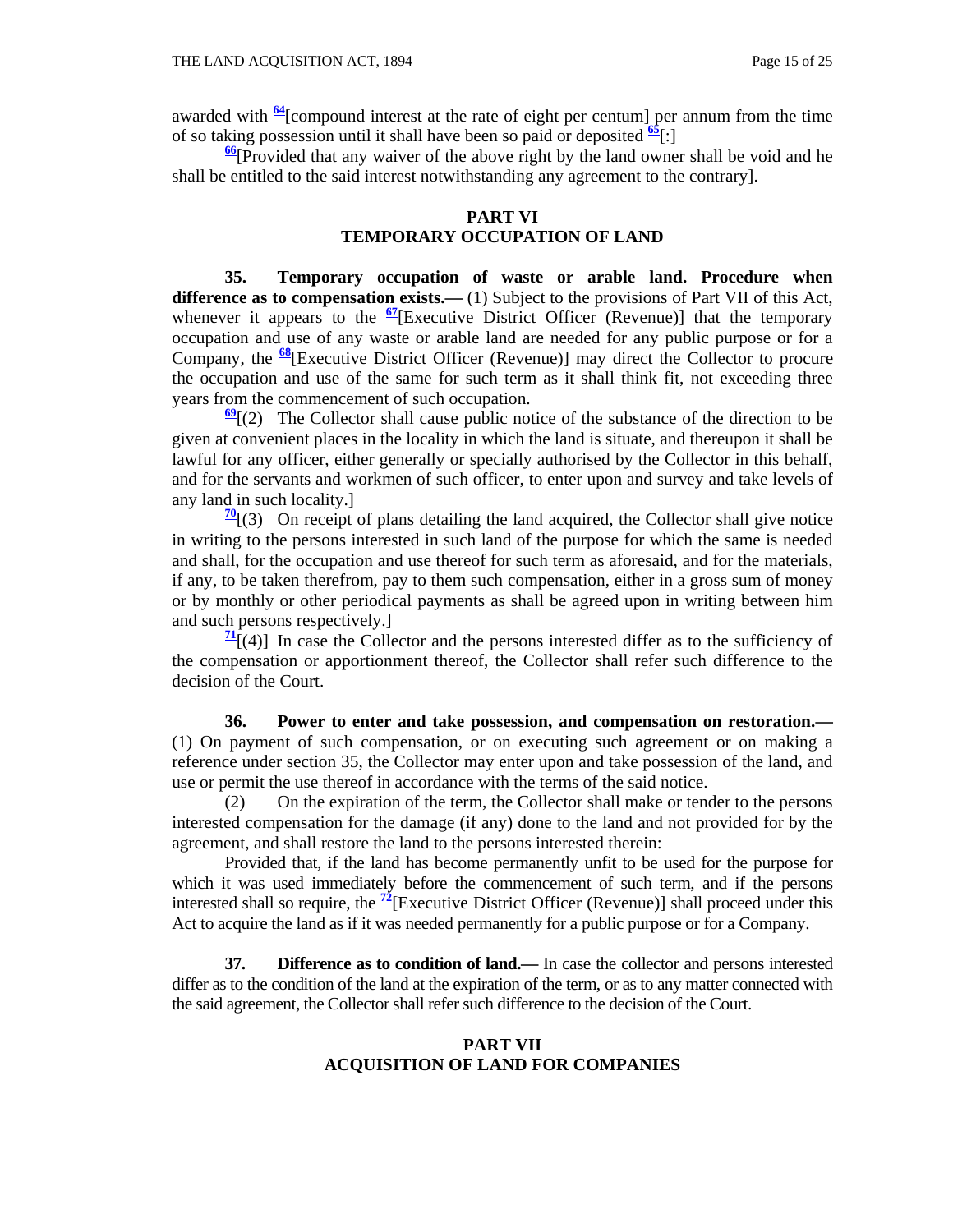awarded with [64][compound interest at the rate of eight per centum] per annum from the time of so taking possession until it shall have been so paid or deposited [65][:]

[66][Provided that any waiver of the above right by the land owner shall be void and he shall be entitled to the said interest notwithstanding any agreement to the contrary].

## PART VI
## TEMPORARY OCCUPATION OF LAND

**35. Temporary occupation of waste or arable land. Procedure when difference as to compensation exists.—** (1) Subject to the provisions of Part VII of this Act, whenever it appears to the [67][Executive District Officer (Revenue)] that the temporary occupation and use of any waste or arable land are needed for any public purpose or for a Company, the [68][Executive District Officer (Revenue)] may direct the Collector to procure the occupation and use of the same for such term as it shall think fit, not exceeding three years from the commencement of such occupation.

[69][(2) The Collector shall cause public notice of the substance of the direction to be given at convenient places in the locality in which the land is situate, and thereupon it shall be lawful for any officer, either generally or specially authorised by the Collector in this behalf, and for the servants and workmen of such officer, to enter upon and survey and take levels of any land in such locality.]

[70][(3) On receipt of plans detailing the land acquired, the Collector shall give notice in writing to the persons interested in such land of the purpose for which the same is needed and shall, for the occupation and use thereof for such term as aforesaid, and for the materials, if any, to be taken therefrom, pay to them such compensation, either in a gross sum of money or by monthly or other periodical payments as shall be agreed upon in writing between him and such persons respectively.]

[71][(4)] In case the Collector and the persons interested differ as to the sufficiency of the compensation or apportionment thereof, the Collector shall refer such difference to the decision of the Court.

**36. Power to enter and take possession, and compensation on restoration.—** (1) On payment of such compensation, or on executing such agreement or on making a reference under section 35, the Collector may enter upon and take possession of the land, and use or permit the use thereof in accordance with the terms of the said notice.

(2) On the expiration of the term, the Collector shall make or tender to the persons interested compensation for the damage (if any) done to the land and not provided for by the agreement, and shall restore the land to the persons interested therein:

Provided that, if the land has become permanently unfit to be used for the purpose for which it was used immediately before the commencement of such term, and if the persons interested shall so require, the [72][Executive District Officer (Revenue)] shall proceed under this Act to acquire the land as if it was needed permanently for a public purpose or for a Company.

**37. Difference as to condition of land.—** In case the collector and persons interested differ as to the condition of the land at the expiration of the term, or as to any matter connected with the said agreement, the Collector shall refer such difference to the decision of the Court.

## PART VII
## ACQUISITION OF LAND FOR COMPANIES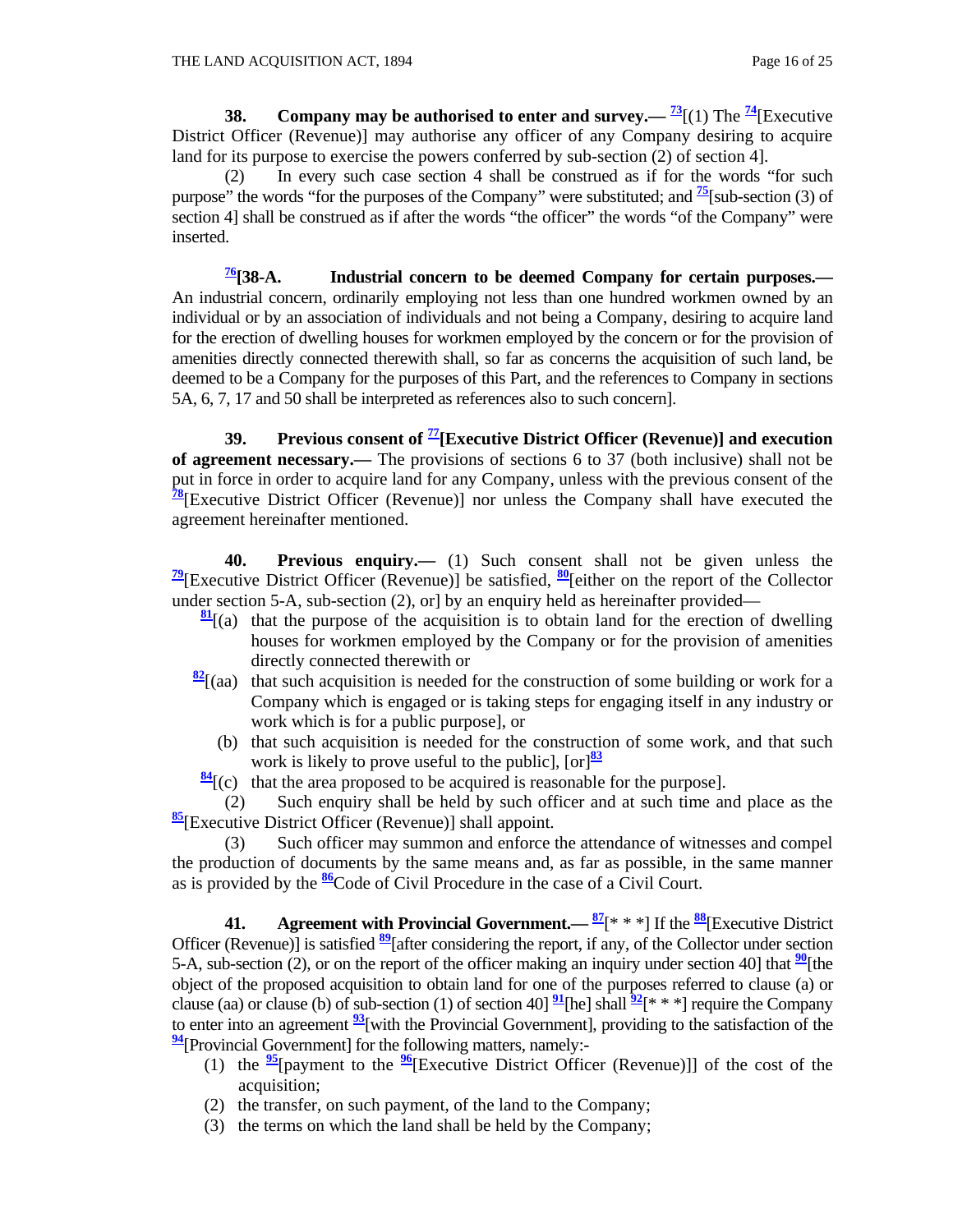**38. Company may be authorised to enter and survey.—** [73][(1) The [74][Executive District Officer (Revenue)] may authorise any officer of any Company desiring to acquire land for its purpose to exercise the powers conferred by sub-section (2) of section 4].

(2) In every such case section 4 shall be construed as if for the words "for such purpose" the words "for the purposes of the Company" were substituted; and [75][sub-section (3) of section 4] shall be construed as if after the words "the officer" the words "of the Company" were inserted.

[76]**[38-A. Industrial concern to be deemed Company for certain purposes.—** An industrial concern, ordinarily employing not less than one hundred workmen owned by an individual or by an association of individuals and not being a Company, desiring to acquire land for the erection of dwelling houses for workmen employed by the concern or for the provision of amenities directly connected therewith shall, so far as concerns the acquisition of such land, be deemed to be a Company for the purposes of this Part, and the references to Company in sections 5A, 6, 7, 17 and 50 shall be interpreted as references also to such concern].

**39. Previous consent of [77][Executive District Officer (Revenue)] and execution of agreement necessary.—** The provisions of sections 6 to 37 (both inclusive) shall not be put in force in order to acquire land for any Company, unless with the previous consent of the [78][Executive District Officer (Revenue)] nor unless the Company shall have executed the agreement hereinafter mentioned.

**40. Previous enquiry.—** (1) Such consent shall not be given unless the [79][Executive District Officer (Revenue)] be satisfied, [80][either on the report of the Collector under section 5-A, sub-section (2), or] by an enquiry held as hereinafter provided—

[81][(a) that the purpose of the acquisition is to obtain land for the erection of dwelling houses for workmen employed by the Company or for the provision of amenities directly connected therewith or

[82][(aa) that such acquisition is needed for the construction of some building or work for a Company which is engaged or is taking steps for engaging itself in any industry or work which is for a public purpose], or

(b) that such acquisition is needed for the construction of some work, and that such work is likely to prove useful to the public], [or][83]

[84][(c) that the area proposed to be acquired is reasonable for the purpose].

(2) Such enquiry shall be held by such officer and at such time and place as the [85][Executive District Officer (Revenue)] shall appoint.

(3) Such officer may summon and enforce the attendance of witnesses and compel the production of documents by the same means and, as far as possible, in the same manner as is provided by the [86]Code of Civil Procedure in the case of a Civil Court.

**41. Agreement with Provincial Government.—** [87][* * *] If the [88][Executive District Officer (Revenue)] is satisfied [89][after considering the report, if any, of the Collector under section 5-A, sub-section (2), or on the report of the officer making an inquiry under section 40] that [90][the object of the proposed acquisition to obtain land for one of the purposes referred to clause (a) or clause (aa) or clause (b) of sub-section (1) of section 40] [91][he] shall [92][* * *] require the Company to enter into an agreement [93][with the Provincial Government], providing to the satisfaction of the [94][Provincial Government] for the following matters, namely:-

(1) the [95][payment to the [96][Executive District Officer (Revenue)]] of the cost of the acquisition;

(2) the transfer, on such payment, of the land to the Company;

(3) the terms on which the land shall be held by the Company;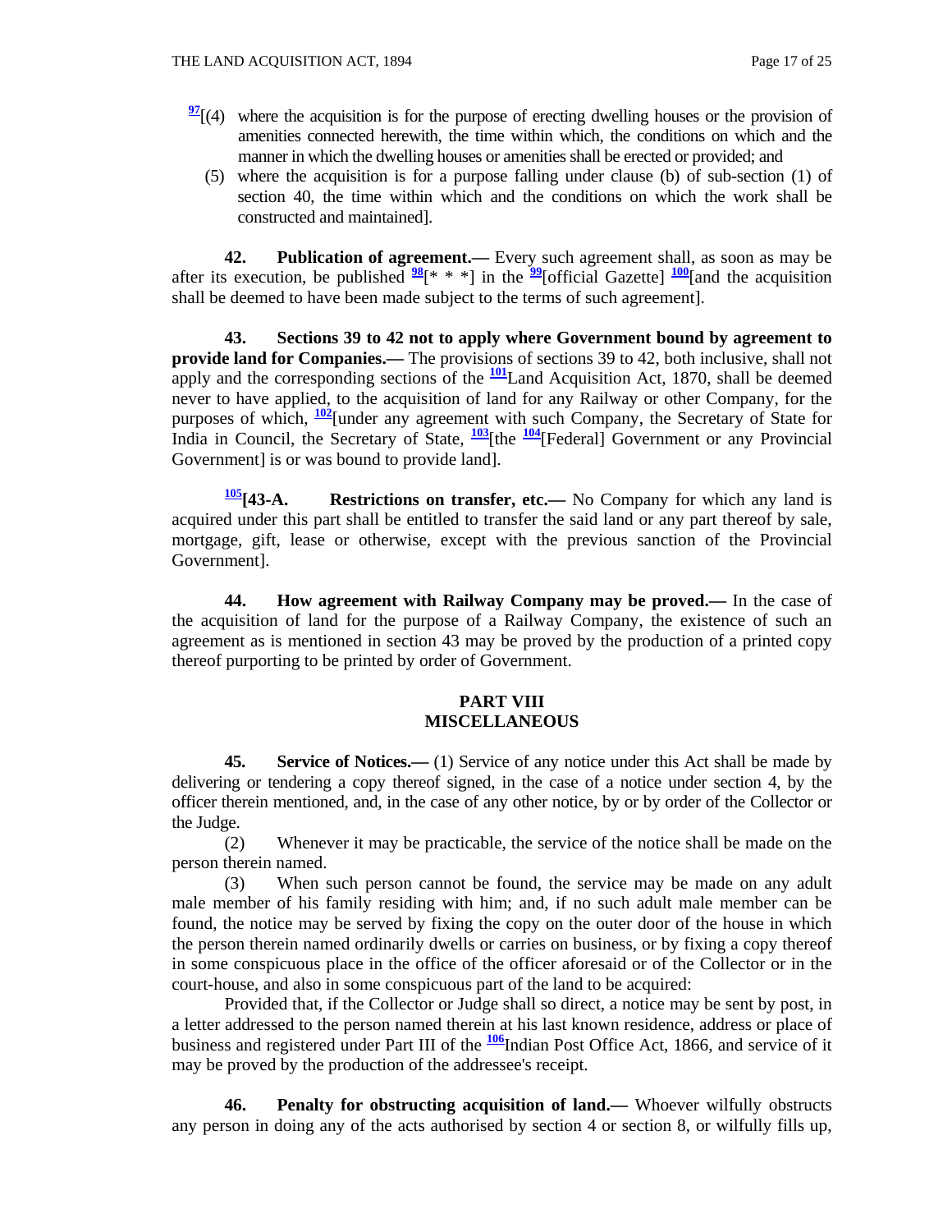[97][(4) where the acquisition is for the purpose of erecting dwelling houses or the provision of amenities connected herewith, the time within which, the conditions on which and the manner in which the dwelling houses or amenities shall be erected or provided; and

(5) where the acquisition is for a purpose falling under clause (b) of sub-section (1) of section 40, the time within which and the conditions on which the work shall be constructed and maintained].

**42. Publication of agreement.—** Every such agreement shall, as soon as may be after its execution, be published [98][* * *] in the [99][official Gazette] [100][and the acquisition shall be deemed to have been made subject to the terms of such agreement].

**43. Sections 39 to 42 not to apply where Government bound by agreement to provide land for Companies.—** The provisions of sections 39 to 42, both inclusive, shall not apply and the corresponding sections of the [101]Land Acquisition Act, 1870, shall be deemed never to have applied, to the acquisition of land for any Railway or other Company, for the purposes of which, [102][under any agreement with such Company, the Secretary of State for India in Council, the Secretary of State, [103][the [104][Federal] Government or any Provincial Government] is or was bound to provide land].

[105]**[43-A. Restrictions on transfer, etc.—** No Company for which any land is acquired under this part shall be entitled to transfer the said land or any part thereof by sale, mortgage, gift, lease or otherwise, except with the previous sanction of the Provincial Government].

**44. How agreement with Railway Company may be proved.—** In the case of the acquisition of land for the purpose of a Railway Company, the existence of such an agreement as is mentioned in section 43 may be proved by the production of a printed copy thereof purporting to be printed by order of Government.

## PART VIII
## MISCELLANEOUS

**45. Service of Notices.—** (1) Service of any notice under this Act shall be made by delivering or tendering a copy thereof signed, in the case of a notice under section 4, by the officer therein mentioned, and, in the case of any other notice, by or by order of the Collector or the Judge.

(2) Whenever it may be practicable, the service of the notice shall be made on the person therein named.

(3) When such person cannot be found, the service may be made on any adult male member of his family residing with him; and, if no such adult male member can be found, the notice may be served by fixing the copy on the outer door of the house in which the person therein named ordinarily dwells or carries on business, or by fixing a copy thereof in some conspicuous place in the office of the officer aforesaid or of the Collector or in the court-house, and also in some conspicuous part of the land to be acquired:

Provided that, if the Collector or Judge shall so direct, a notice may be sent by post, in a letter addressed to the person named therein at his last known residence, address or place of business and registered under Part III of the [106]Indian Post Office Act, 1866, and service of it may be proved by the production of the addressee's receipt.

**46. Penalty for obstructing acquisition of land.—** Whoever wilfully obstructs any person in doing any of the acts authorised by section 4 or section 8, or wilfully fills up,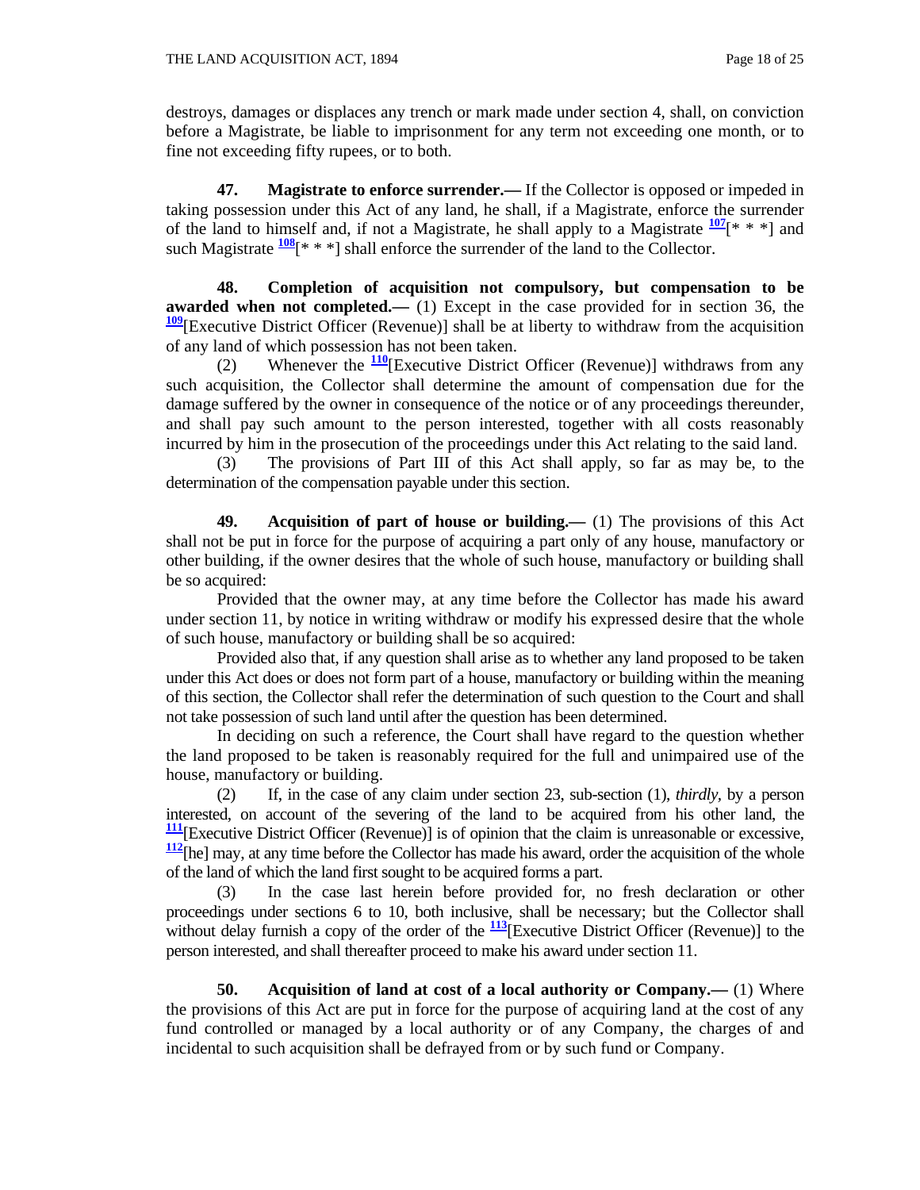destroys, damages or displaces any trench or mark made under section 4, shall, on conviction before a Magistrate, be liable to imprisonment for any term not exceeding one month, or to fine not exceeding fifty rupees, or to both.

**47. Magistrate to enforce surrender.—** If the Collector is opposed or impeded in taking possession under this Act of any land, he shall, if a Magistrate, enforce the surrender of the land to himself and, if not a Magistrate, he shall apply to a Magistrate [107][* * *] and such Magistrate [108][* * *] shall enforce the surrender of the land to the Collector.

**48. Completion of acquisition not compulsory, but compensation to be awarded when not completed.—** (1) Except in the case provided for in section 36, the [109][Executive District Officer (Revenue)] shall be at liberty to withdraw from the acquisition of any land of which possession has not been taken.

(2) Whenever the [110][Executive District Officer (Revenue)] withdraws from any such acquisition, the Collector shall determine the amount of compensation due for the damage suffered by the owner in consequence of the notice or of any proceedings thereunder, and shall pay such amount to the person interested, together with all costs reasonably incurred by him in the prosecution of the proceedings under this Act relating to the said land.

(3) The provisions of Part III of this Act shall apply, so far as may be, to the determination of the compensation payable under this section.

**49. Acquisition of part of house or building.—** (1) The provisions of this Act shall not be put in force for the purpose of acquiring a part only of any house, manufactory or other building, if the owner desires that the whole of such house, manufactory or building shall be so acquired:

Provided that the owner may, at any time before the Collector has made his award under section 11, by notice in writing withdraw or modify his expressed desire that the whole of such house, manufactory or building shall be so acquired:

Provided also that, if any question shall arise as to whether any land proposed to be taken under this Act does or does not form part of a house, manufactory or building within the meaning of this section, the Collector shall refer the determination of such question to the Court and shall not take possession of such land until after the question has been determined.

In deciding on such a reference, the Court shall have regard to the question whether the land proposed to be taken is reasonably required for the full and unimpaired use of the house, manufactory or building.

(2) If, in the case of any claim under section 23, sub-section (1), *thirdly*, by a person interested, on account of the severing of the land to be acquired from his other land, the [111][Executive District Officer (Revenue)] is of opinion that the claim is unreasonable or excessive, [112][he] may, at any time before the Collector has made his award, order the acquisition of the whole of the land of which the land first sought to be acquired forms a part.

(3) In the case last herein before provided for, no fresh declaration or other proceedings under sections 6 to 10, both inclusive, shall be necessary; but the Collector shall without delay furnish a copy of the order of the [113][Executive District Officer (Revenue)] to the person interested, and shall thereafter proceed to make his award under section 11.

**50. Acquisition of land at cost of a local authority or Company.—** (1) Where the provisions of this Act are put in force for the purpose of acquiring land at the cost of any fund controlled or managed by a local authority or of any Company, the charges of and incidental to such acquisition shall be defrayed from or by such fund or Company.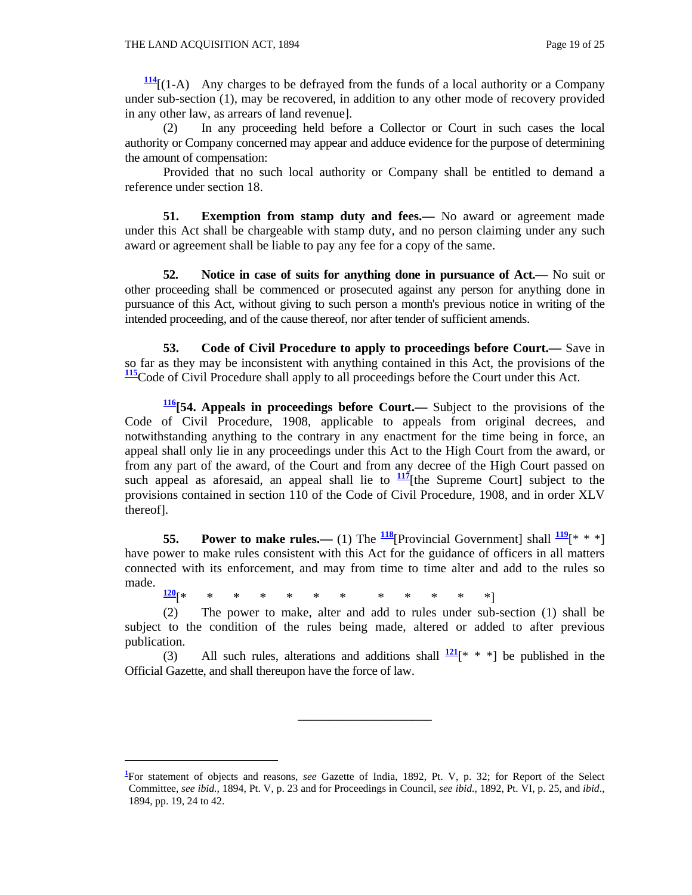[114][(1-A) Any charges to be defrayed from the funds of a local authority or a Company under sub-section (1), may be recovered, in addition to any other mode of recovery provided in any other law, as arrears of land revenue].

(2) In any proceeding held before a Collector or Court in such cases the local authority or Company concerned may appear and adduce evidence for the purpose of determining the amount of compensation:

Provided that no such local authority or Company shall be entitled to demand a reference under section 18.

**51. Exemption from stamp duty and fees.—** No award or agreement made under this Act shall be chargeable with stamp duty, and no person claiming under any such award or agreement shall be liable to pay any fee for a copy of the same.

**52. Notice in case of suits for anything done in pursuance of Act.—** No suit or other proceeding shall be commenced or prosecuted against any person for anything done in pursuance of this Act, without giving to such person a month's previous notice in writing of the intended proceeding, and of the cause thereof, nor after tender of sufficient amends.

**53. Code of Civil Procedure to apply to proceedings before Court.—** Save in so far as they may be inconsistent with anything contained in this Act, the provisions of the [115]Code of Civil Procedure shall apply to all proceedings before the Court under this Act.

[116]**[54. Appeals in proceedings before Court.—** Subject to the provisions of the Code of Civil Procedure, 1908, applicable to appeals from original decrees, and notwithstanding anything to the contrary in any enactment for the time being in force, an appeal shall only lie in any proceedings under this Act to the High Court from the award, or from any part of the award, of the Court and from any decree of the High Court passed on such appeal as aforesaid, an appeal shall lie to [117][the Supreme Court] subject to the provisions contained in section 110 of the Code of Civil Procedure, 1908, and in order XLV thereof].

**55. Power to make rules.—** (1) The [118][Provincial Government] shall [119][* * *] have power to make rules consistent with this Act for the guidance of officers in all matters connected with its enforcement, and may from time to time alter and add to the rules so made.

[120][* * * * * * * * * * * *]

(2) The power to make, alter and add to rules under sub-section (1) shall be subject to the condition of the rules being made, altered or added to after previous publication.

(3) All such rules, alterations and additions shall [121][* * *] be published in the Official Gazette, and shall thereupon have the force of law.

---

[1]For statement of objects and reasons, *see* Gazette of India, 1892, Pt. V, p. 32; for Report of the Select Committee, *see ibid.,* 1894, Pt. V, p. 23 and for Proceedings in Council, *see ibid.,* 1892, Pt. VI, p. 25, and *ibid*., 1894, pp. 19, 24 to 42.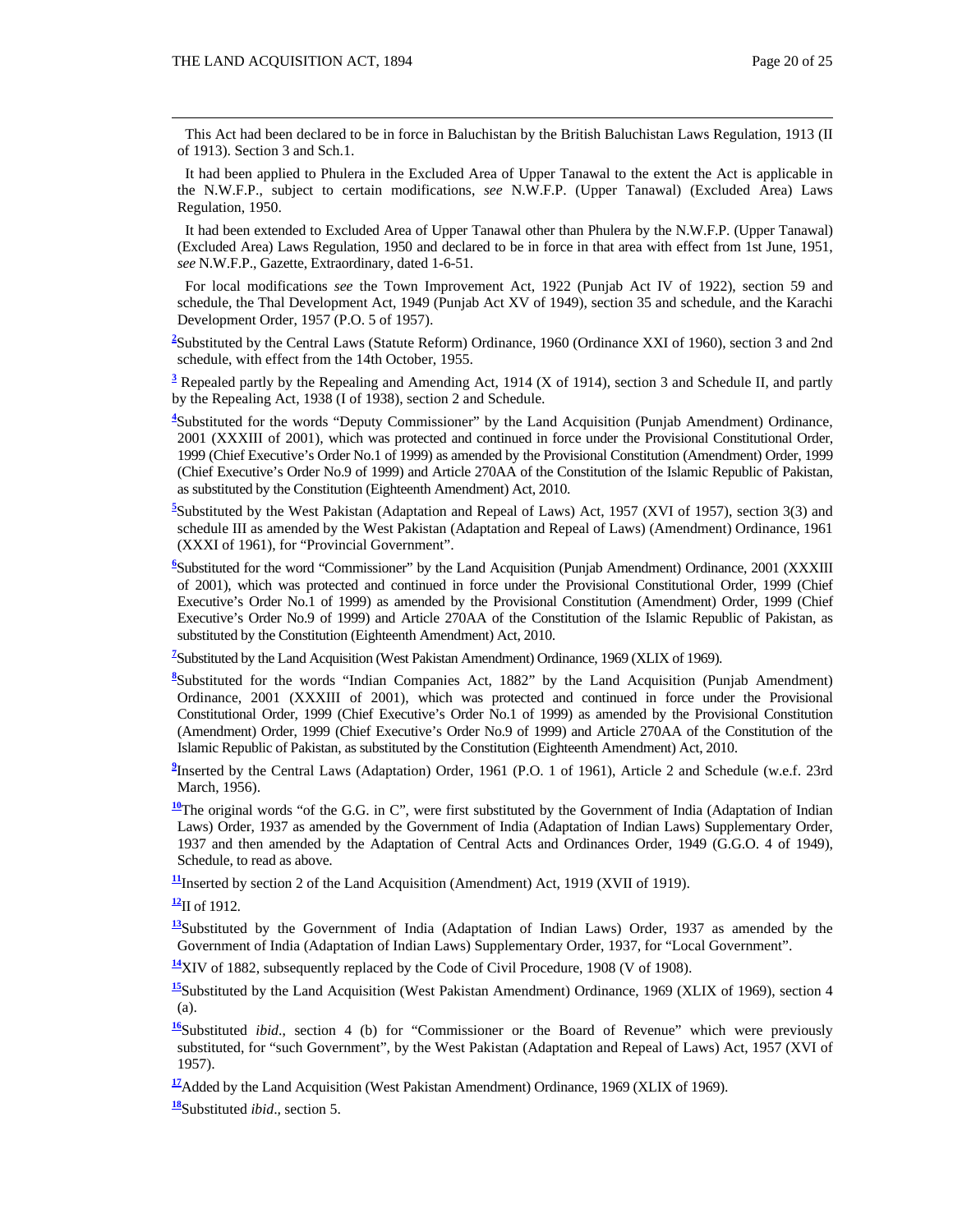This Act had been declared to be in force in Baluchistan by the British Baluchistan Laws Regulation, 1913 (II of 1913). Section 3 and Sch.1.

It had been applied to Phulera in the Excluded Area of Upper Tanawal to the extent the Act is applicable in the N.W.F.P., subject to certain modifications, *see* N.W.F.P. (Upper Tanawal) (Excluded Area) Laws Regulation, 1950.

It had been extended to Excluded Area of Upper Tanawal other than Phulera by the N.W.F.P. (Upper Tanawal) (Excluded Area) Laws Regulation, 1950 and declared to be in force in that area with effect from 1st June, 1951, *see* N.W.F.P., Gazette, Extraordinary, dated 1-6-51.

For local modifications *see* the Town Improvement Act, 1922 (Punjab Act IV of 1922), section 59 and schedule, the Thal Development Act, 1949 (Punjab Act XV of 1949), section 35 and schedule, and the Karachi Development Order, 1957 (P.O. 5 of 1957).

[2]Substituted by the Central Laws (Statute Reform) Ordinance, 1960 (Ordinance XXI of 1960), section 3 and 2nd schedule, with effect from the 14th October, 1955.

[3] Repealed partly by the Repealing and Amending Act, 1914 (X of 1914), section 3 and Schedule II, and partly by the Repealing Act, 1938 (I of 1938), section 2 and Schedule.

[4]Substituted for the words "Deputy Commissioner" by the Land Acquisition (Punjab Amendment) Ordinance, 2001 (XXXIII of 2001), which was protected and continued in force under the Provisional Constitutional Order, 1999 (Chief Executive's Order No.1 of 1999) as amended by the Provisional Constitution (Amendment) Order, 1999 (Chief Executive's Order No.9 of 1999) and Article 270AA of the Constitution of the Islamic Republic of Pakistan, as substituted by the Constitution (Eighteenth Amendment) Act, 2010.

[5]Substituted by the West Pakistan (Adaptation and Repeal of Laws) Act, 1957 (XVI of 1957), section 3(3) and schedule III as amended by the West Pakistan (Adaptation and Repeal of Laws) (Amendment) Ordinance, 1961 (XXXI of 1961), for "Provincial Government".

[6]Substituted for the word "Commissioner" by the Land Acquisition (Punjab Amendment) Ordinance, 2001 (XXXIII of 2001), which was protected and continued in force under the Provisional Constitutional Order, 1999 (Chief Executive's Order No.1 of 1999) as amended by the Provisional Constitution (Amendment) Order, 1999 (Chief Executive's Order No.9 of 1999) and Article 270AA of the Constitution of the Islamic Republic of Pakistan, as substituted by the Constitution (Eighteenth Amendment) Act, 2010.

[7]Substituted by the Land Acquisition (West Pakistan Amendment) Ordinance, 1969 (XLIX of 1969).

[8]Substituted for the words "Indian Companies Act, 1882" by the Land Acquisition (Punjab Amendment) Ordinance, 2001 (XXXIII of 2001), which was protected and continued in force under the Provisional Constitutional Order, 1999 (Chief Executive's Order No.1 of 1999) as amended by the Provisional Constitution (Amendment) Order, 1999 (Chief Executive's Order No.9 of 1999) and Article 270AA of the Constitution of the Islamic Republic of Pakistan, as substituted by the Constitution (Eighteenth Amendment) Act, 2010.

[9]Inserted by the Central Laws (Adaptation) Order, 1961 (P.O. 1 of 1961), Article 2 and Schedule (w.e.f. 23rd March, 1956).

[10]The original words "of the G.G. in C", were first substituted by the Government of India (Adaptation of Indian Laws) Order, 1937 as amended by the Government of India (Adaptation of Indian Laws) Supplementary Order, 1937 and then amended by the Adaptation of Central Acts and Ordinances Order, 1949 (G.G.O. 4 of 1949), Schedule, to read as above.

[11]Inserted by section 2 of the Land Acquisition (Amendment) Act, 1919 (XVII of 1919).

[12]II of 1912.

[13]Substituted by the Government of India (Adaptation of Indian Laws) Order, 1937 as amended by the Government of India (Adaptation of Indian Laws) Supplementary Order, 1937, for "Local Government".

[14]XIV of 1882, subsequently replaced by the Code of Civil Procedure, 1908 (V of 1908).

[15]Substituted by the Land Acquisition (West Pakistan Amendment) Ordinance, 1969 (XLIX of 1969), section 4 (a).

[16]Substituted *ibid*., section 4 (b) for "Commissioner or the Board of Revenue" which were previously substituted, for "such Government", by the West Pakistan (Adaptation and Repeal of Laws) Act, 1957 (XVI of 1957).

[17]Added by the Land Acquisition (West Pakistan Amendment) Ordinance, 1969 (XLIX of 1969).

[18]Substituted *ibid*., section 5.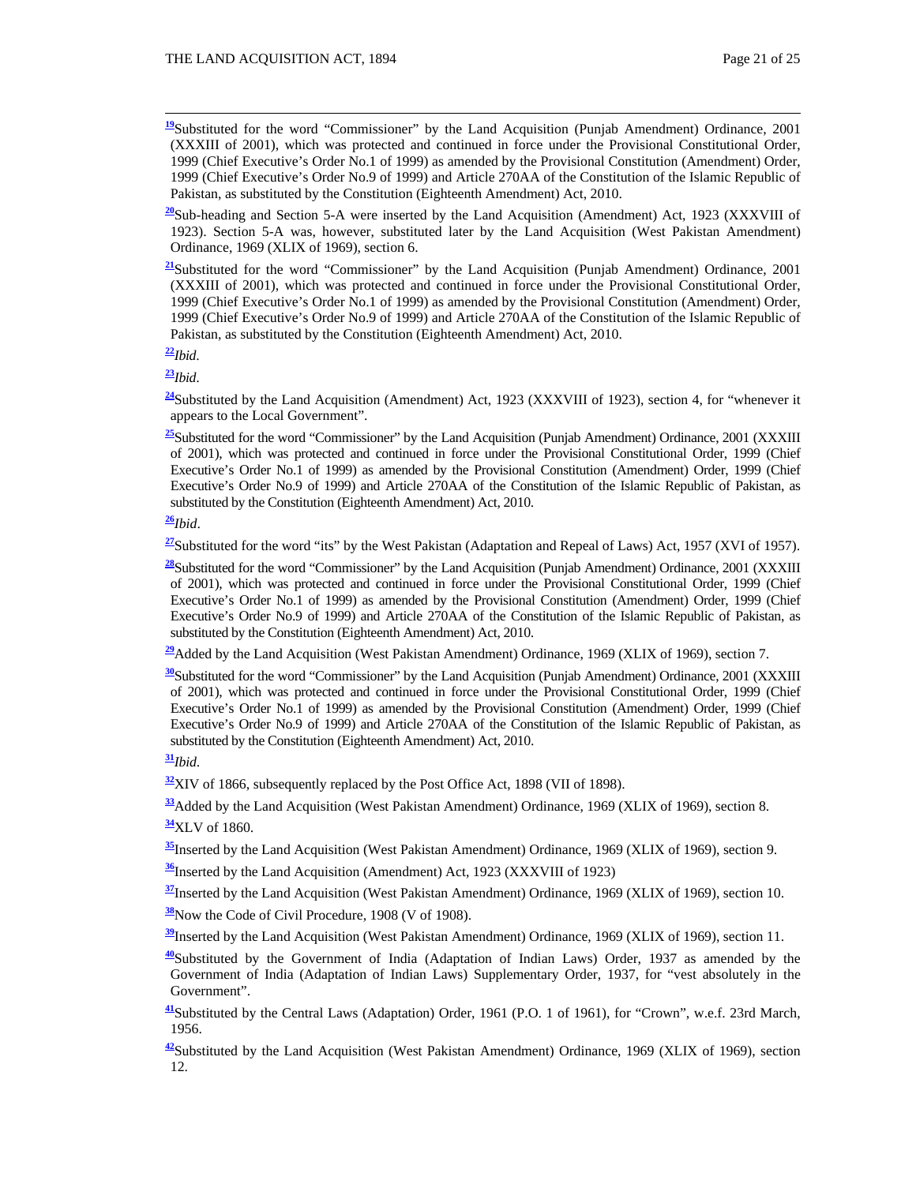[19]Substituted for the word "Commissioner" by the Land Acquisition (Punjab Amendment) Ordinance, 2001 (XXXIII of 2001), which was protected and continued in force under the Provisional Constitutional Order, 1999 (Chief Executive's Order No.1 of 1999) as amended by the Provisional Constitution (Amendment) Order, 1999 (Chief Executive's Order No.9 of 1999) and Article 270AA of the Constitution of the Islamic Republic of Pakistan, as substituted by the Constitution (Eighteenth Amendment) Act, 2010.

[20]Sub-heading and Section 5-A were inserted by the Land Acquisition (Amendment) Act, 1923 (XXXVIII of 1923). Section 5-A was, however, substituted later by the Land Acquisition (West Pakistan Amendment) Ordinance, 1969 (XLIX of 1969), section 6.

[21]Substituted for the word "Commissioner" by the Land Acquisition (Punjab Amendment) Ordinance, 2001 (XXXIII of 2001), which was protected and continued in force under the Provisional Constitutional Order, 1999 (Chief Executive's Order No.1 of 1999) as amended by the Provisional Constitution (Amendment) Order, 1999 (Chief Executive's Order No.9 of 1999) and Article 270AA of the Constitution of the Islamic Republic of Pakistan, as substituted by the Constitution (Eighteenth Amendment) Act, 2010.

[22]*Ibid*.

[23]*Ibid*.

[24]Substituted by the Land Acquisition (Amendment) Act, 1923 (XXXVIII of 1923), section 4, for "whenever it appears to the Local Government".

[25]Substituted for the word "Commissioner" by the Land Acquisition (Punjab Amendment) Ordinance, 2001 (XXXIII of 2001), which was protected and continued in force under the Provisional Constitutional Order, 1999 (Chief Executive's Order No.1 of 1999) as amended by the Provisional Constitution (Amendment) Order, 1999 (Chief Executive's Order No.9 of 1999) and Article 270AA of the Constitution of the Islamic Republic of Pakistan, as substituted by the Constitution (Eighteenth Amendment) Act, 2010.

[26]*Ibid*.

[27]Substituted for the word "its" by the West Pakistan (Adaptation and Repeal of Laws) Act, 1957 (XVI of 1957).

[28]Substituted for the word "Commissioner" by the Land Acquisition (Punjab Amendment) Ordinance, 2001 (XXXIII of 2001), which was protected and continued in force under the Provisional Constitutional Order, 1999 (Chief Executive's Order No.1 of 1999) as amended by the Provisional Constitution (Amendment) Order, 1999 (Chief Executive's Order No.9 of 1999) and Article 270AA of the Constitution of the Islamic Republic of Pakistan, as substituted by the Constitution (Eighteenth Amendment) Act, 2010.

[29]Added by the Land Acquisition (West Pakistan Amendment) Ordinance, 1969 (XLIX of 1969), section 7.

[30]Substituted for the word "Commissioner" by the Land Acquisition (Punjab Amendment) Ordinance, 2001 (XXXIII of 2001), which was protected and continued in force under the Provisional Constitutional Order, 1999 (Chief Executive's Order No.1 of 1999) as amended by the Provisional Constitution (Amendment) Order, 1999 (Chief Executive's Order No.9 of 1999) and Article 270AA of the Constitution of the Islamic Republic of Pakistan, as substituted by the Constitution (Eighteenth Amendment) Act, 2010.

[31]*Ibid*.

[32]XIV of 1866, subsequently replaced by the Post Office Act, 1898 (VII of 1898).

[33]Added by the Land Acquisition (West Pakistan Amendment) Ordinance, 1969 (XLIX of 1969), section 8.

[34]XLV of 1860.

[35]Inserted by the Land Acquisition (West Pakistan Amendment) Ordinance, 1969 (XLIX of 1969), section 9.

[36]Inserted by the Land Acquisition (Amendment) Act, 1923 (XXXVIII of 1923)

[37]Inserted by the Land Acquisition (West Pakistan Amendment) Ordinance, 1969 (XLIX of 1969), section 10.

[38]Now the Code of Civil Procedure, 1908 (V of 1908).

[39]Inserted by the Land Acquisition (West Pakistan Amendment) Ordinance, 1969 (XLIX of 1969), section 11.

[40]Substituted by the Government of India (Adaptation of Indian Laws) Order, 1937 as amended by the Government of India (Adaptation of Indian Laws) Supplementary Order, 1937, for "vest absolutely in the Government".

[41]Substituted by the Central Laws (Adaptation) Order, 1961 (P.O. 1 of 1961), for "Crown", w.e.f. 23rd March, 1956.

[42]Substituted by the Land Acquisition (West Pakistan Amendment) Ordinance, 1969 (XLIX of 1969), section 12.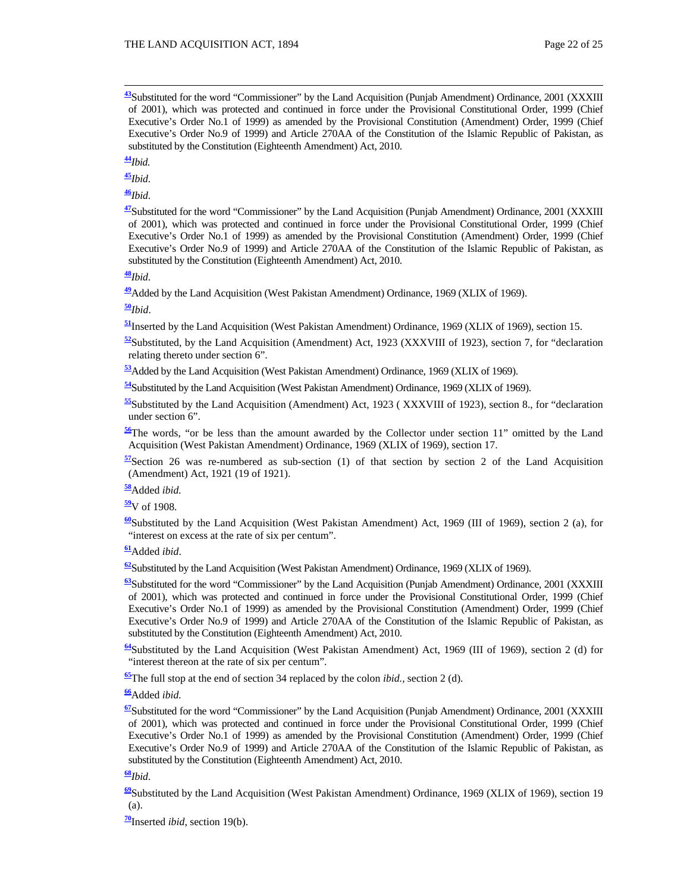[43]Substituted for the word "Commissioner" by the Land Acquisition (Punjab Amendment) Ordinance, 2001 (XXXIII of 2001), which was protected and continued in force under the Provisional Constitutional Order, 1999 (Chief Executive's Order No.1 of 1999) as amended by the Provisional Constitution (Amendment) Order, 1999 (Chief Executive's Order No.9 of 1999) and Article 270AA of the Constitution of the Islamic Republic of Pakistan, as substituted by the Constitution (Eighteenth Amendment) Act, 2010.

[44]*Ibid.*

[45]*Ibid*.

[46]*Ibid*.

[47]Substituted for the word "Commissioner" by the Land Acquisition (Punjab Amendment) Ordinance, 2001 (XXXIII of 2001), which was protected and continued in force under the Provisional Constitutional Order, 1999 (Chief Executive's Order No.1 of 1999) as amended by the Provisional Constitution (Amendment) Order, 1999 (Chief Executive's Order No.9 of 1999) and Article 270AA of the Constitution of the Islamic Republic of Pakistan, as substituted by the Constitution (Eighteenth Amendment) Act, 2010.

[48]*Ibid*.

[49]Added by the Land Acquisition (West Pakistan Amendment) Ordinance, 1969 (XLIX of 1969).

[50]*Ibid*.

[51]Inserted by the Land Acquisition (West Pakistan Amendment) Ordinance, 1969 (XLIX of 1969), section 15.

[52]Substituted, by the Land Acquisition (Amendment) Act, 1923 (XXXVIII of 1923), section 7, for "declaration relating thereto under section 6".

[53]Added by the Land Acquisition (West Pakistan Amendment) Ordinance, 1969 (XLIX of 1969).

[54]Substituted by the Land Acquisition (West Pakistan Amendment) Ordinance, 1969 (XLIX of 1969).

[55]Substituted by the Land Acquisition (Amendment) Act, 1923 ( XXXVIII of 1923), section 8., for "declaration under section 6".

[56]The words, "or be less than the amount awarded by the Collector under section 11" omitted by the Land Acquisition (West Pakistan Amendment) Ordinance, 1969 (XLIX of 1969), section 17.

[57]Section 26 was re-numbered as sub-section (1) of that section by section 2 of the Land Acquisition (Amendment) Act, 1921 (19 of 1921).

[58]Added *ibid.*

[59]V of 1908.

[60]Substituted by the Land Acquisition (West Pakistan Amendment) Act, 1969 (III of 1969), section 2 (a), for "interest on excess at the rate of six per centum".

[61]Added *ibid*.

[62]Substituted by the Land Acquisition (West Pakistan Amendment) Ordinance, 1969 (XLIX of 1969).

[63]Substituted for the word "Commissioner" by the Land Acquisition (Punjab Amendment) Ordinance, 2001 (XXXIII of 2001), which was protected and continued in force under the Provisional Constitutional Order, 1999 (Chief Executive's Order No.1 of 1999) as amended by the Provisional Constitution (Amendment) Order, 1999 (Chief Executive's Order No.9 of 1999) and Article 270AA of the Constitution of the Islamic Republic of Pakistan, as substituted by the Constitution (Eighteenth Amendment) Act, 2010.

[64]Substituted by the Land Acquisition (West Pakistan Amendment) Act, 1969 (III of 1969), section 2 (d) for "interest thereon at the rate of six per centum".

[65]The full stop at the end of section 34 replaced by the colon *ibid.*, section 2 (d).

[66]Added *ibid.*

[67]Substituted for the word "Commissioner" by the Land Acquisition (Punjab Amendment) Ordinance, 2001 (XXXIII of 2001), which was protected and continued in force under the Provisional Constitutional Order, 1999 (Chief Executive's Order No.1 of 1999) as amended by the Provisional Constitution (Amendment) Order, 1999 (Chief Executive's Order No.9 of 1999) and Article 270AA of the Constitution of the Islamic Republic of Pakistan, as substituted by the Constitution (Eighteenth Amendment) Act, 2010.

[68]*Ibid*.

[69]Substituted by the Land Acquisition (West Pakistan Amendment) Ordinance, 1969 (XLIX of 1969), section 19 (a).

[70]Inserted *ibid*, section 19(b).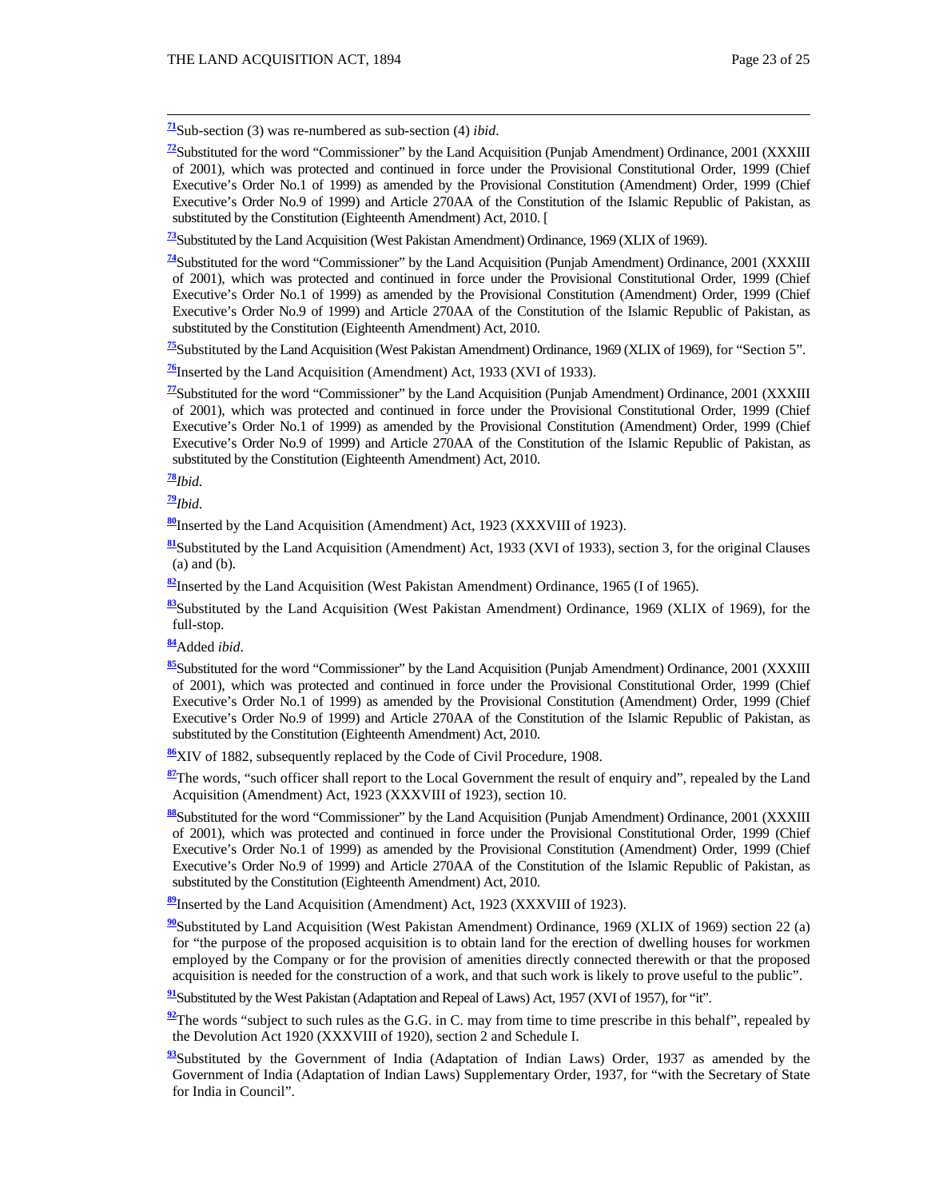[71]Sub-section (3) was re-numbered as sub-section (4) *ibid*.

[72]Substituted for the word "Commissioner" by the Land Acquisition (Punjab Amendment) Ordinance, 2001 (XXXIII of 2001), which was protected and continued in force under the Provisional Constitutional Order, 1999 (Chief Executive's Order No.1 of 1999) as amended by the Provisional Constitution (Amendment) Order, 1999 (Chief Executive's Order No.9 of 1999) and Article 270AA of the Constitution of the Islamic Republic of Pakistan, as substituted by the Constitution (Eighteenth Amendment) Act, 2010. [

[73]Substituted by the Land Acquisition (West Pakistan Amendment) Ordinance, 1969 (XLIX of 1969).

[74]Substituted for the word "Commissioner" by the Land Acquisition (Punjab Amendment) Ordinance, 2001 (XXXIII of 2001), which was protected and continued in force under the Provisional Constitutional Order, 1999 (Chief Executive's Order No.1 of 1999) as amended by the Provisional Constitution (Amendment) Order, 1999 (Chief Executive's Order No.9 of 1999) and Article 270AA of the Constitution of the Islamic Republic of Pakistan, as substituted by the Constitution (Eighteenth Amendment) Act, 2010.

[75]Substituted by the Land Acquisition (West Pakistan Amendment) Ordinance, 1969 (XLIX of 1969), for "Section 5".

[76]Inserted by the Land Acquisition (Amendment) Act, 1933 (XVI of 1933).

[77]Substituted for the word "Commissioner" by the Land Acquisition (Punjab Amendment) Ordinance, 2001 (XXXIII of 2001), which was protected and continued in force under the Provisional Constitutional Order, 1999 (Chief Executive's Order No.1 of 1999) as amended by the Provisional Constitution (Amendment) Order, 1999 (Chief Executive's Order No.9 of 1999) and Article 270AA of the Constitution of the Islamic Republic of Pakistan, as substituted by the Constitution (Eighteenth Amendment) Act, 2010.

[78]*Ibid*.

[79]*Ibid*.

[80]Inserted by the Land Acquisition (Amendment) Act, 1923 (XXXVIII of 1923).

[81]Substituted by the Land Acquisition (Amendment) Act, 1933 (XVI of 1933), section 3, for the original Clauses (a) and (b).

[82]Inserted by the Land Acquisition (West Pakistan Amendment) Ordinance, 1965 (I of 1965).

[83]Substituted by the Land Acquisition (West Pakistan Amendment) Ordinance, 1969 (XLIX of 1969), for the full-stop.

[84]Added *ibid*.

[85]Substituted for the word "Commissioner" by the Land Acquisition (Punjab Amendment) Ordinance, 2001 (XXXIII of 2001), which was protected and continued in force under the Provisional Constitutional Order, 1999 (Chief Executive's Order No.1 of 1999) as amended by the Provisional Constitution (Amendment) Order, 1999 (Chief Executive's Order No.9 of 1999) and Article 270AA of the Constitution of the Islamic Republic of Pakistan, as substituted by the Constitution (Eighteenth Amendment) Act, 2010.

[86]XIV of 1882, subsequently replaced by the Code of Civil Procedure, 1908.

[87]The words, "such officer shall report to the Local Government the result of enquiry and", repealed by the Land Acquisition (Amendment) Act, 1923 (XXXVIII of 1923), section 10.

[88]Substituted for the word "Commissioner" by the Land Acquisition (Punjab Amendment) Ordinance, 2001 (XXXIII of 2001), which was protected and continued in force under the Provisional Constitutional Order, 1999 (Chief Executive's Order No.1 of 1999) as amended by the Provisional Constitution (Amendment) Order, 1999 (Chief Executive's Order No.9 of 1999) and Article 270AA of the Constitution of the Islamic Republic of Pakistan, as substituted by the Constitution (Eighteenth Amendment) Act, 2010.

[89]Inserted by the Land Acquisition (Amendment) Act, 1923 (XXXVIII of 1923).

[90]Substituted by Land Acquisition (West Pakistan Amendment) Ordinance, 1969 (XLIX of 1969) section 22 (a) for "the purpose of the proposed acquisition is to obtain land for the erection of dwelling houses for workmen employed by the Company or for the provision of amenities directly connected therewith or that the proposed acquisition is needed for the construction of a work, and that such work is likely to prove useful to the public".

[91]Substituted by the West Pakistan (Adaptation and Repeal of Laws) Act, 1957 (XVI of 1957), for "it".

[92]The words "subject to such rules as the G.G. in C. may from time to time prescribe in this behalf", repealed by the Devolution Act 1920 (XXXVIII of 1920), section 2 and Schedule I.

[93]Substituted by the Government of India (Adaptation of Indian Laws) Order, 1937 as amended by the Government of India (Adaptation of Indian Laws) Supplementary Order, 1937, for "with the Secretary of State for India in Council".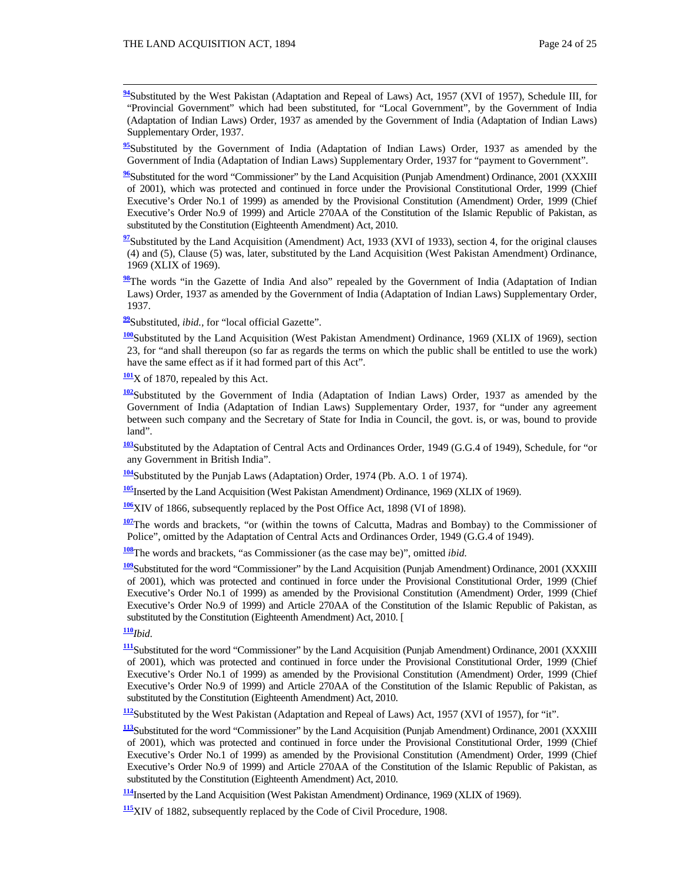[94]Substituted by the West Pakistan (Adaptation and Repeal of Laws) Act, 1957 (XVI of 1957), Schedule III, for "Provincial Government" which had been substituted, for "Local Government", by the Government of India (Adaptation of Indian Laws) Order, 1937 as amended by the Government of India (Adaptation of Indian Laws) Supplementary Order, 1937.

[95]Substituted by the Government of India (Adaptation of Indian Laws) Order, 1937 as amended by the Government of India (Adaptation of Indian Laws) Supplementary Order, 1937 for "payment to Government".

[96]Substituted for the word "Commissioner" by the Land Acquisition (Punjab Amendment) Ordinance, 2001 (XXXIII of 2001), which was protected and continued in force under the Provisional Constitutional Order, 1999 (Chief Executive's Order No.1 of 1999) as amended by the Provisional Constitution (Amendment) Order, 1999 (Chief Executive's Order No.9 of 1999) and Article 270AA of the Constitution of the Islamic Republic of Pakistan, as substituted by the Constitution (Eighteenth Amendment) Act, 2010.

[97]Substituted by the Land Acquisition (Amendment) Act, 1933 (XVI of 1933), section 4, for the original clauses (4) and (5), Clause (5) was, later, substituted by the Land Acquisition (West Pakistan Amendment) Ordinance, 1969 (XLIX of 1969).

[98]The words "in the Gazette of India And also" repealed by the Government of India (Adaptation of Indian Laws) Order, 1937 as amended by the Government of India (Adaptation of Indian Laws) Supplementary Order, 1937.

[99]Substituted, *ibid.*, for "local official Gazette".

[100]Substituted by the Land Acquisition (West Pakistan Amendment) Ordinance, 1969 (XLIX of 1969), section 23, for "and shall thereupon (so far as regards the terms on which the public shall be entitled to use the work) have the same effect as if it had formed part of this Act".

[101]X of 1870, repealed by this Act.

[102]Substituted by the Government of India (Adaptation of Indian Laws) Order, 1937 as amended by the Government of India (Adaptation of Indian Laws) Supplementary Order, 1937, for "under any agreement between such company and the Secretary of State for India in Council, the govt. is, or was, bound to provide land".

[103]Substituted by the Adaptation of Central Acts and Ordinances Order, 1949 (G.G.4 of 1949), Schedule, for "or any Government in British India".

[104]Substituted by the Punjab Laws (Adaptation) Order, 1974 (Pb. A.O. 1 of 1974).

[105]Inserted by the Land Acquisition (West Pakistan Amendment) Ordinance, 1969 (XLIX of 1969).

[106]XIV of 1866, subsequently replaced by the Post Office Act, 1898 (VI of 1898).

[107]The words and brackets, "or (within the towns of Calcutta, Madras and Bombay) to the Commissioner of Police", omitted by the Adaptation of Central Acts and Ordinances Order, 1949 (G.G.4 of 1949).

[108]The words and brackets, "as Commissioner (as the case may be)", omitted *ibid.*

[109]Substituted for the word "Commissioner" by the Land Acquisition (Punjab Amendment) Ordinance, 2001 (XXXIII of 2001), which was protected and continued in force under the Provisional Constitutional Order, 1999 (Chief Executive's Order No.1 of 1999) as amended by the Provisional Constitution (Amendment) Order, 1999 (Chief Executive's Order No.9 of 1999) and Article 270AA of the Constitution of the Islamic Republic of Pakistan, as substituted by the Constitution (Eighteenth Amendment) Act, 2010. [

[110]*Ibid*.

[111]Substituted for the word "Commissioner" by the Land Acquisition (Punjab Amendment) Ordinance, 2001 (XXXIII of 2001), which was protected and continued in force under the Provisional Constitutional Order, 1999 (Chief Executive's Order No.1 of 1999) as amended by the Provisional Constitution (Amendment) Order, 1999 (Chief Executive's Order No.9 of 1999) and Article 270AA of the Constitution of the Islamic Republic of Pakistan, as substituted by the Constitution (Eighteenth Amendment) Act, 2010.

[112]Substituted by the West Pakistan (Adaptation and Repeal of Laws) Act, 1957 (XVI of 1957), for "it".

[113]Substituted for the word "Commissioner" by the Land Acquisition (Punjab Amendment) Ordinance, 2001 (XXXIII of 2001), which was protected and continued in force under the Provisional Constitutional Order, 1999 (Chief Executive's Order No.1 of 1999) as amended by the Provisional Constitution (Amendment) Order, 1999 (Chief Executive's Order No.9 of 1999) and Article 270AA of the Constitution of the Islamic Republic of Pakistan, as substituted by the Constitution (Eighteenth Amendment) Act, 2010.

[114]Inserted by the Land Acquisition (West Pakistan Amendment) Ordinance, 1969 (XLIX of 1969).

[115]XIV of 1882, subsequently replaced by the Code of Civil Procedure, 1908.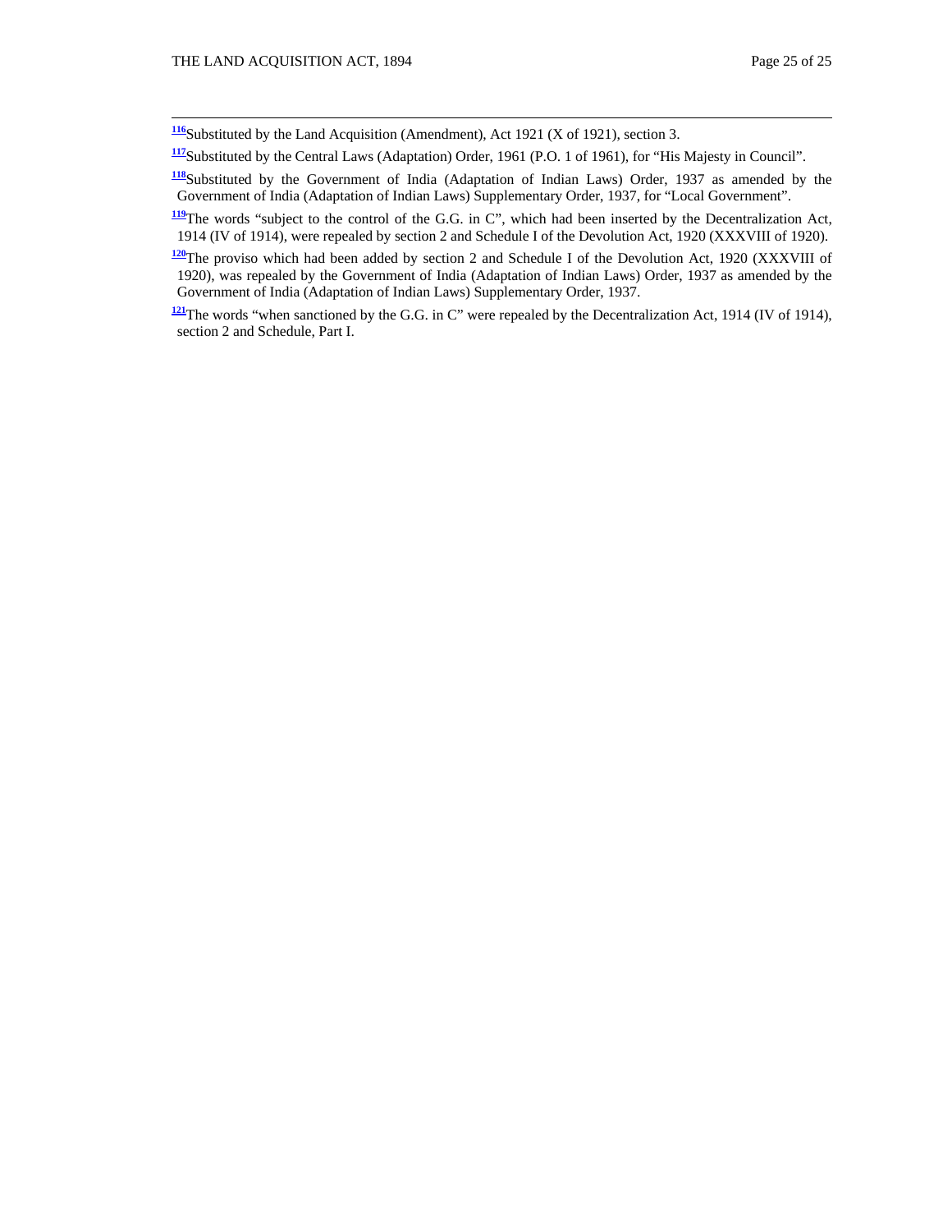[116]Substituted by the Land Acquisition (Amendment), Act 1921 (X of 1921), section 3.

[117]Substituted by the Central Laws (Adaptation) Order, 1961 (P.O. 1 of 1961), for "His Majesty in Council".

[118]Substituted by the Government of India (Adaptation of Indian Laws) Order, 1937 as amended by the Government of India (Adaptation of Indian Laws) Supplementary Order, 1937, for "Local Government".

[119]The words "subject to the control of the G.G. in C", which had been inserted by the Decentralization Act, 1914 (IV of 1914), were repealed by section 2 and Schedule I of the Devolution Act, 1920 (XXXVIII of 1920).

[120]The proviso which had been added by section 2 and Schedule I of the Devolution Act, 1920 (XXXVIII of 1920), was repealed by the Government of India (Adaptation of Indian Laws) Order, 1937 as amended by the Government of India (Adaptation of Indian Laws) Supplementary Order, 1937.

[121]The words "when sanctioned by the G.G. in C" were repealed by the Decentralization Act, 1914 (IV of 1914), section 2 and Schedule, Part I.